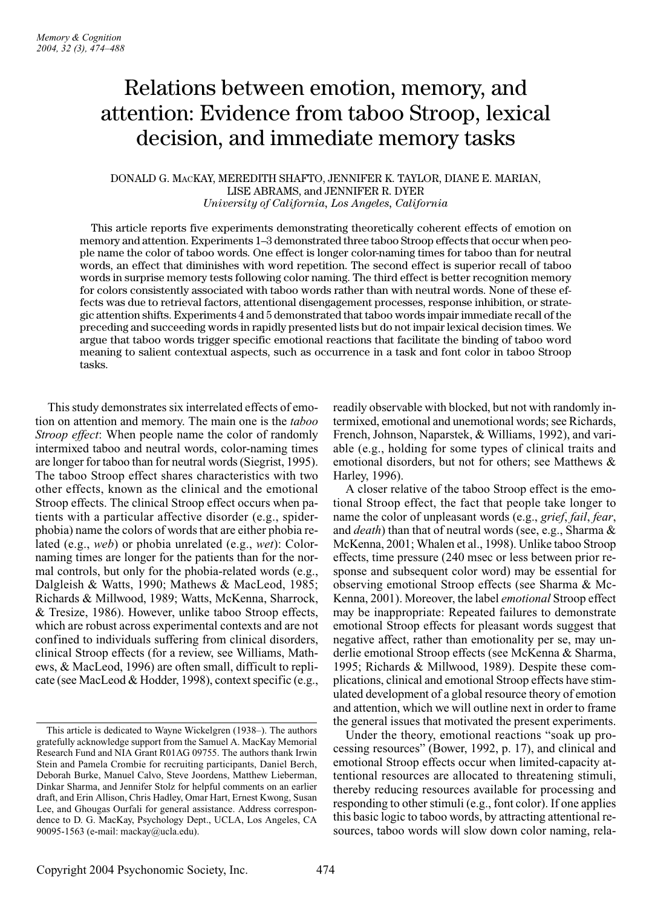# Relations between emotion, memory, and attention: Evidence from taboo Stroop, lexical decision, and immediate memory tasks

DONALD G. MACKAY, MEREDITH SHAFTO, JENNIFER K. TAYLOR, DIANE E. MARIAN, LISE ABRAMS, and JENNIFER R. DYER

*University of California, Los Angeles, California*

This article reports five experiments demonstrating theoretically coherent effects of emotion on memory and attention. Experiments 1–3 demonstrated three taboo Stroop effects that occur when people name the color of taboo words. One effect is longer color-naming times for taboo than for neutral words, an effect that diminishes with word repetition. The second effect is superior recall of taboo words in surprise memory tests following color naming. The third effect is better recognition memory for colors consistently associated with taboo words rather than with neutral words. None of these effects was due to retrieval factors, attentional disengagement processes, response inhibition, or strategic attention shifts. Experiments 4 and 5 demonstrated that taboo words impair immediate recall of the preceding and succeeding words in rapidly presented lists but do not impair lexical decision times. We argue that taboo words trigger specific emotional reactions that facilitate the binding of taboo word meaning to salient contextual aspects, such as occurrence in a task and font color in taboo Stroop tasks.

This study demonstrates six interrelated effects of emotion on attention and memory. The main one is the *taboo Stroop effect*: When people name the color of randomly intermixed taboo and neutral words, color-naming times are longer for taboo than for neutral words (Siegrist, 1995). The taboo Stroop effect shares characteristics with two other effects, known as the clinical and the emotional Stroop effects. The clinical Stroop effect occurs when patients with a particular affective disorder (e.g., spider-phobia) name the colors of words that are either phobia related (e.g., *web*) or phobia unrelated (e.g., *wet*): Color-naming times are longer for the patients than for the normal controls, but only for the phobia-related words (e.g., Dalgleish & Watts, 1990; Mathews & MacLeod, 1985; Richards & Millwood, 1989; Watts, McKenna, Sharrock, & Tresize, 1986). However, unlike taboo Stroop effects, which are robust across experimental contexts and are not confined to individuals suffering from clinical disorders, clinical Stroop effects (for a review, see Williams, Mathews, & MacLeod, 1996) are often small, difficult to replicate (see MacLeod & Hodder, 1998), context specific (e.g., readily observable with blocked, but not with randomly intermixed, emotional and unemotional words; see Richards, French, Johnson, Naparstek, & Williams, 1992), and variable (e.g., holding for some types of clinical traits and emotional disorders, but not for others; see Matthews & Harley, 1996).

A closer relative of the taboo Stroop effect is the emotional Stroop effect, the fact that people take longer to name the color of unpleasant words (e.g., *grief*, *fail*, *fear*, and *death*) than that of neutral words (see, e.g., Sharma & McKenna, 2001; Whalen et al., 1998). Unlike taboo Stroop effects, time pressure (240 msec or less between prior response and subsequent color word) may be essential for observing emotional Stroop effects (see Sharma & McKenna, 2001). Moreover, the label *emotional* Stroop effect may be inappropriate: Repeated failures to demonstrate emotional Stroop effects for pleasant words suggest that negative affect, rather than emotionality per se, may underlie emotional Stroop effects (see McKenna & Sharma, 1995; Richards & Millwood, 1989). Despite these complications, clinical and emotional Stroop effects have stimulated development of a global resource theory of emotion and attention, which we will outline next in order to frame the general issues that motivated the present experiments.

Under the theory, emotional reactions "soak up processing resources" (Bower, 1992, p. 17), and clinical and emotional Stroop effects occur when limited-capacity attentional resources are allocated to threatening stimuli, thereby reducing resources available for processing and responding to other stimuli (e.g., font color). If one applies this basic logic to taboo words, by attracting attentional resources, taboo words will slow down color naming, rela-

---

This article is dedicated to Wayne Wickelgren (1938–). The authors gratefully acknowledge support from the Samuel A. MacKay Memorial Research Fund and NIA Grant R01AG 09755. The authors thank Irwin Stein and Pamela Crombie for recruiting participants, Daniel Berch, Deborah Burke, Manuel Calvo, Steve Joordens, Matthew Lieberman, Dinkar Sharma, and Jennifer Stolz for helpful comments on an earlier draft, and Erin Allison, Chris Hadley, Omar Hart, Ernest Kwong, Susan Lee, and Ghougas Ourfali for general assistance. Address correspondence to D. G. MacKay, Psychology Dept., UCLA, Los Angeles, CA 90095-1563 (e-mail: mackay@ucla.edu).

Copyright 2004 Psychonomic Society, Inc.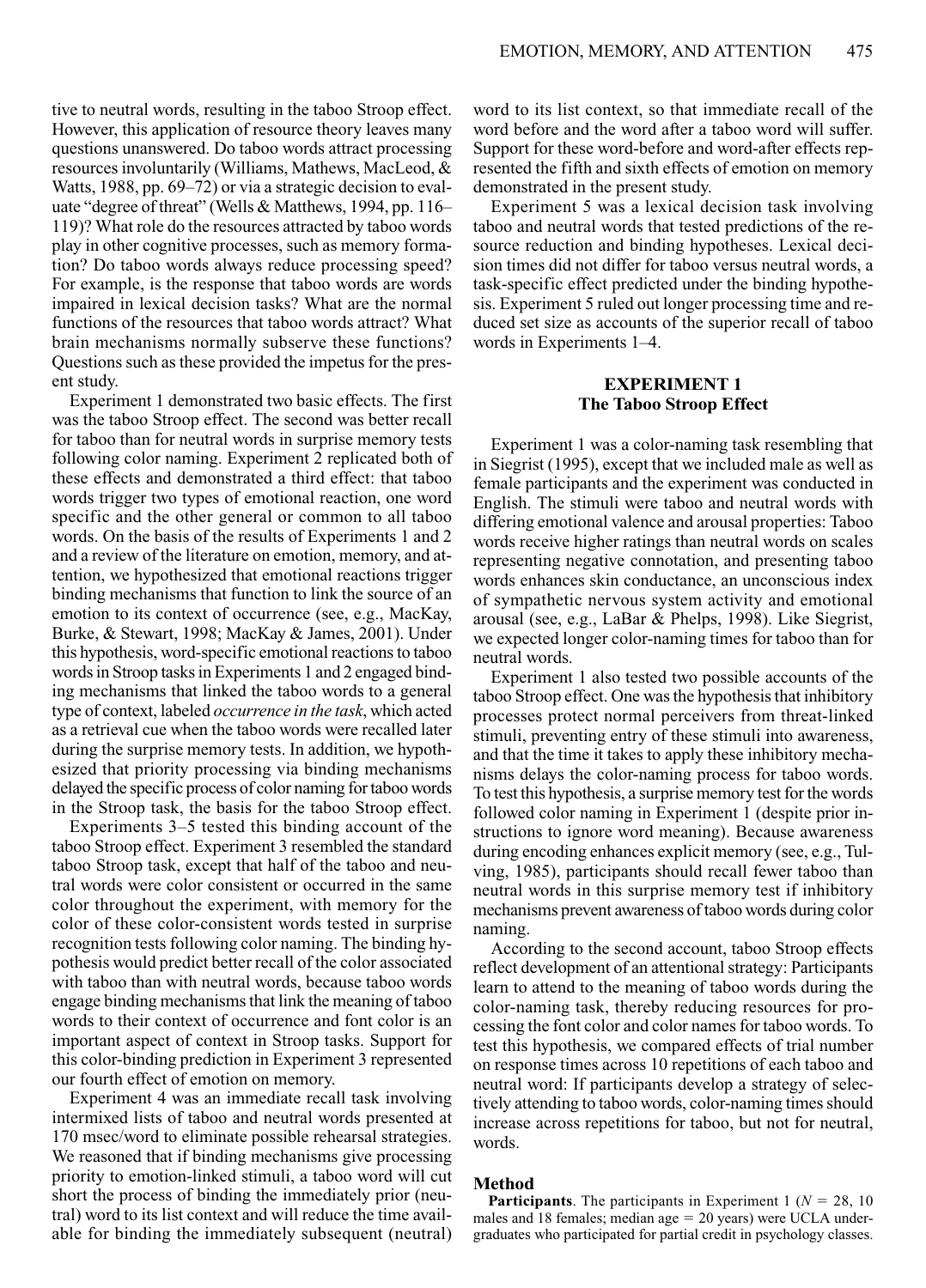tive to neutral words, resulting in the taboo Stroop effect. However, this application of resource theory leaves many questions unanswered. Do taboo words attract processing resources involuntarily (Williams, Mathews, MacLeod, & Watts, 1988, pp. 69–72) or via a strategic decision to evaluate "degree of threat" (Wells & Matthews, 1994, pp. 116–119)? What role do the resources attracted by taboo words play in other cognitive processes, such as memory formation? Do taboo words always reduce processing speed? For example, is the response that taboo words are words impaired in lexical decision tasks? What are the normal functions of the resources that taboo words attract? What brain mechanisms normally subserve these functions? Questions such as these provided the impetus for the present study.

Experiment 1 demonstrated two basic effects. The first was the taboo Stroop effect. The second was better recall for taboo than for neutral words in surprise memory tests following color naming. Experiment 2 replicated both of these effects and demonstrated a third effect: that taboo words trigger two types of emotional reaction, one word specific and the other general or common to all taboo words. On the basis of the results of Experiments 1 and 2 and a review of the literature on emotion, memory, and attention, we hypothesized that emotional reactions trigger binding mechanisms that function to link the source of an emotion to its context of occurrence (see, e.g., MacKay, Burke, & Stewart, 1998; MacKay & James, 2001). Under this hypothesis, word-specific emotional reactions to taboo words in Stroop tasks in Experiments 1 and 2 engaged binding mechanisms that linked the taboo words to a general type of context, labeled *occurrence in the task*, which acted as a retrieval cue when the taboo words were recalled later during the surprise memory tests. In addition, we hypothesized that priority processing via binding mechanisms delayed the specific process of color naming for taboo words in the Stroop task, the basis for the taboo Stroop effect.

Experiments 3–5 tested this binding account of the taboo Stroop effect. Experiment 3 resembled the standard taboo Stroop task, except that half of the taboo and neutral words were color consistent or occurred in the same color throughout the experiment, with memory for the color of these color-consistent words tested in surprise recognition tests following color naming. The binding hypothesis would predict better recall of the color associated with taboo than with neutral words, because taboo words engage binding mechanisms that link the meaning of taboo words to their context of occurrence and font color is an important aspect of context in Stroop tasks. Support for this color-binding prediction in Experiment 3 represented our fourth effect of emotion on memory.

Experiment 4 was an immediate recall task involving intermixed lists of taboo and neutral words presented at 170 msec/word to eliminate possible rehearsal strategies. We reasoned that if binding mechanisms give processing priority to emotion-linked stimuli, a taboo word will cut short the process of binding the immediately prior (neutral) word to its list context and will reduce the time available for binding the immediately subsequent (neutral) word to its list context, so that immediate recall of the word before and the word after a taboo word will suffer. Support for these word-before and word-after effects represented the fifth and sixth effects of emotion on memory demonstrated in the present study.

Experiment 5 was a lexical decision task involving taboo and neutral words that tested predictions of the resource reduction and binding hypotheses. Lexical decision times did not differ for taboo versus neutral words, a task-specific effect predicted under the binding hypothesis. Experiment 5 ruled out longer processing time and reduced set size as accounts of the superior recall of taboo words in Experiments 1–4.

## EXPERIMENT 1
### The Taboo Stroop Effect

Experiment 1 was a color-naming task resembling that in Siegrist (1995), except that we included male as well as female participants and the experiment was conducted in English. The stimuli were taboo and neutral words with differing emotional valence and arousal properties: Taboo words receive higher ratings than neutral words on scales representing negative connotation, and presenting taboo words enhances skin conductance, an unconscious index of sympathetic nervous system activity and emotional arousal (see, e.g., LaBar & Phelps, 1998). Like Siegrist, we expected longer color-naming times for taboo than for neutral words.

Experiment 1 also tested two possible accounts of the taboo Stroop effect. One was the hypothesis that inhibitory processes protect normal perceivers from threat-linked stimuli, preventing entry of these stimuli into awareness, and that the time it takes to apply these inhibitory mechanisms delays the color-naming process for taboo words. To test this hypothesis, a surprise memory test for the words followed color naming in Experiment 1 (despite prior instructions to ignore word meaning). Because awareness during encoding enhances explicit memory (see, e.g., Tulving, 1985), participants should recall fewer taboo than neutral words in this surprise memory test if inhibitory mechanisms prevent awareness of taboo words during color naming.

According to the second account, taboo Stroop effects reflect development of an attentional strategy: Participants learn to attend to the meaning of taboo words during the color-naming task, thereby reducing resources for processing the font color and color names for taboo words. To test this hypothesis, we compared effects of trial number on response times across 10 repetitions of each taboo and neutral word: If participants develop a strategy of selectively attending to taboo words, color-naming times should increase across repetitions for taboo, but not for neutral, words.

### Method

**Participants**. The participants in Experiment 1 ($N = 28$, 10 males and 18 females; median age = 20 years) were UCLA undergraduates who participated for partial credit in psychology classes.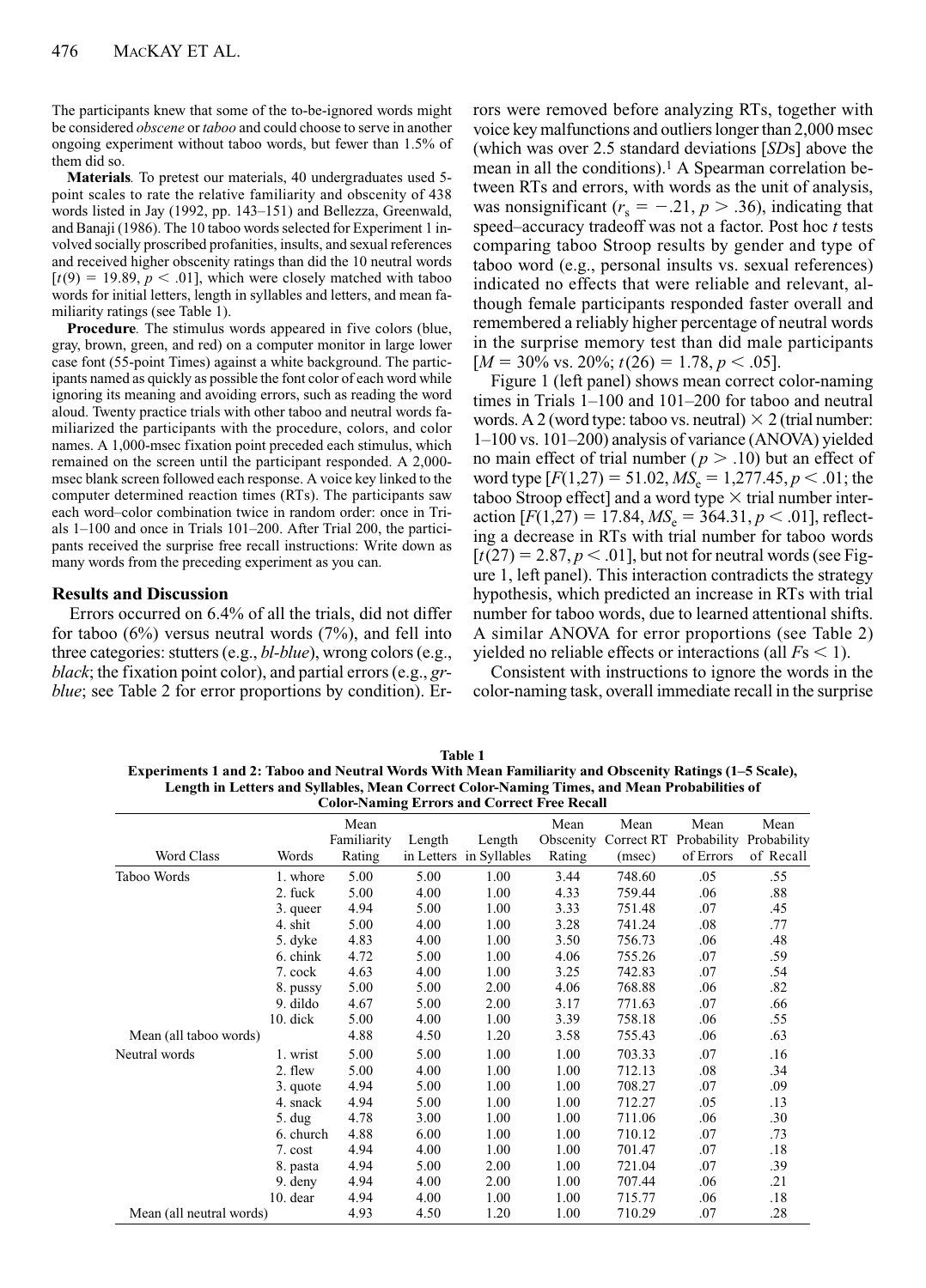The participants knew that some of the to-be-ignored words might be considered *obscene* or *taboo* and could choose to serve in another ongoing experiment without taboo words, but fewer than 1.5% of them did so.

**Materials**. To pretest our materials, 40 undergraduates used 5-point scales to rate the relative familiarity and obscenity of 438 words listed in Jay (1992, pp. 143–151) and Bellezza, Greenwald, and Banaji (1986). The 10 taboo words selected for Experiment 1 involved socially proscribed profanities, insults, and sexual references and received higher obscenity ratings than did the 10 neutral words [$t(9) = 19.89$, $p < .01$], which were closely matched with taboo words for initial letters, length in syllables and letters, and mean familiarity ratings (see Table 1).

**Procedure**. The stimulus words appeared in five colors (blue, gray, brown, green, and red) on a computer monitor in large lower case font (55-point Times) against a white background. The participants named as quickly as possible the font color of each word while ignoring its meaning and avoiding errors, such as reading the word aloud. Twenty practice trials with other taboo and neutral words familiarized the participants with the procedure, colors, and color names. A 1,000-msec fixation point preceded each stimulus, which remained on the screen until the participant responded. A 2,000-msec blank screen followed each response. A voice key linked to the computer determined reaction times (RTs). The participants saw each word–color combination twice in random order: once in Trials 1–100 and once in Trials 101–200. After Trial 200, the participants received the surprise free recall instructions: Write down as many words from the preceding experiment as you can.

## Results and Discussion

Errors occurred on 6.4% of all the trials, did not differ for taboo (6%) versus neutral words (7%), and fell into three categories: stutters (e.g., *bl-blue*), wrong colors (e.g., *black*; the fixation point color), and partial errors (e.g., *gr-blue*; see Table 2 for error proportions by condition). Errors were removed before analyzing RTs, together with voice key malfunctions and outliers longer than 2,000 msec (which was over 2.5 standard deviations [*SD*s] above the mean in all the conditions).[1] A Spearman correlation between RTs and errors, with words as the unit of analysis, was nonsignificant ($r_s = -.21$, $p > .36$), indicating that speed–accuracy tradeoff was not a factor. Post hoc *t* tests comparing taboo Stroop results by gender and type of taboo word (e.g., personal insults vs. sexual references) indicated no effects that were reliable and relevant, although female participants responded faster overall and remembered a reliably higher percentage of neutral words in the surprise memory test than did male participants [$M = 30\%$ vs. 20%; $t(26) = 1.78$, $p < .05$].

Figure 1 (left panel) shows mean correct color-naming times in Trials 1–100 and 101–200 for taboo and neutral words. A 2 (word type: taboo vs. neutral) × 2 (trial number: 1–100 vs. 101–200) analysis of variance (ANOVA) yielded no main effect of trial number ($p > .10$) but an effect of word type [$F(1,27) = 51.02$, $MS_e = 1{,}277.45$, $p < .01$; the taboo Stroop effect] and a word type × trial number interaction [$F(1,27) = 17.84$, $MS_e = 364.31$, $p < .01$], reflecting a decrease in RTs with trial number for taboo words [$t(27) = 2.87$, $p < .01$], but not for neutral words (see Figure 1, left panel). This interaction contradicts the strategy hypothesis, which predicted an increase in RTs with trial number for taboo words, due to learned attentional shifts. A similar ANOVA for error proportions (see Table 2) yielded no reliable effects or interactions (all $F$s < 1).

Consistent with instructions to ignore the words in the color-naming task, overall immediate recall in the surprise

**Table 1**
**Experiments 1 and 2: Taboo and Neutral Words With Mean Familiarity and Obscenity Ratings (1–5 Scale), Length in Letters and Syllables, Mean Correct Color-Naming Times, and Mean Probabilities of Color-Naming Errors and Correct Free Recall**

| Word Class | Words | Mean Familiarity Rating | Length in Letters | Length in Syllables | Mean Obscenity Rating | Mean Correct RT (msec) | Mean Probability of Errors | Mean Probability of Recall |
|---|---|---|---|---|---|---|---|---|
| Taboo Words | 1. whore | 5.00 | 5.00 | 1.00 | 3.44 | 748.60 | .05 | .55 |
| | 2. fuck | 5.00 | 4.00 | 1.00 | 4.33 | 759.44 | .06 | .88 |
| | 3. queer | 4.94 | 5.00 | 1.00 | 3.33 | 751.48 | .07 | .45 |
| | 4. shit | 5.00 | 4.00 | 1.00 | 3.28 | 741.24 | .08 | .77 |
| | 5. dyke | 4.83 | 4.00 | 1.00 | 3.50 | 756.73 | .06 | .48 |
| | 6. chink | 4.72 | 5.00 | 1.00 | 4.06 | 755.26 | .07 | .59 |
| | 7. cock | 4.63 | 4.00 | 1.00 | 3.25 | 742.83 | .07 | .54 |
| | 8. pussy | 5.00 | 5.00 | 2.00 | 4.06 | 768.88 | .06 | .82 |
| | 9. dildo | 4.67 | 5.00 | 2.00 | 3.17 | 771.63 | .07 | .66 |
| | 10. dick | 5.00 | 4.00 | 1.00 | 3.39 | 758.18 | .06 | .55 |
| Mean (all taboo words) | | 4.88 | 4.50 | 1.20 | 3.58 | 755.43 | .06 | .63 |
| Neutral words | 1. wrist | 5.00 | 5.00 | 1.00 | 1.00 | 703.33 | .07 | .16 |
| | 2. flew | 5.00 | 4.00 | 1.00 | 1.00 | 712.13 | .08 | .34 |
| | 3. quote | 4.94 | 5.00 | 1.00 | 1.00 | 708.27 | .07 | .09 |
| | 4. snack | 4.94 | 5.00 | 1.00 | 1.00 | 712.27 | .05 | .13 |
| | 5. dug | 4.78 | 3.00 | 1.00 | 1.00 | 711.06 | .06 | .30 |
| | 6. church | 4.88 | 6.00 | 1.00 | 1.00 | 710.12 | .07 | .73 |
| | 7. cost | 4.94 | 4.00 | 1.00 | 1.00 | 701.47 | .07 | .18 |
| | 8. pasta | 4.94 | 5.00 | 2.00 | 1.00 | 721.04 | .07 | .39 |
| | 9. deny | 4.94 | 4.00 | 2.00 | 1.00 | 707.44 | .06 | .21 |
| | 10. dear | 4.94 | 4.00 | 1.00 | 1.00 | 715.77 | .06 | .18 |
| Mean (all neutral words) | | 4.93 | 4.50 | 1.20 | 1.00 | 710.29 | .07 | .28 |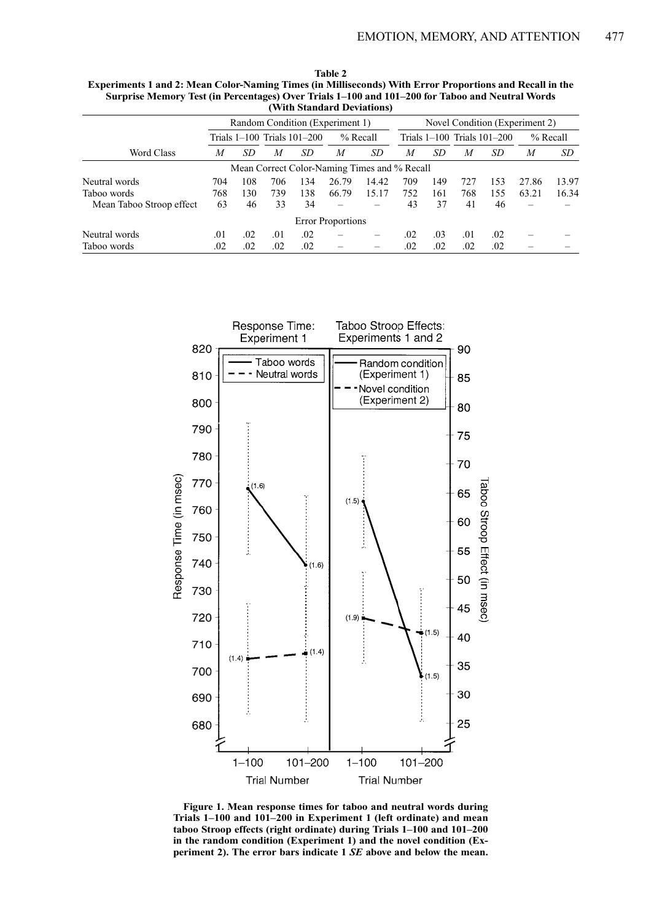**Table 2**
**Experiments 1 and 2: Mean Color-Naming Times (in Milliseconds) With Error Proportions and Recall in the Surprise Memory Test (in Percentages) Over Trials 1–100 and 101–200 for Taboo and Neutral Words (With Standard Deviations)**

| | Random Condition (Experiment 1) | | | | | | Novel Condition (Experiment 2) | | | | | |
|---|---|---|---|---|---|---|---|---|---|---|---|---|
| | Trials 1–100 | | Trials 101–200 | | % Recall | | Trials 1–100 | | Trials 101–200 | | % Recall | |
| Word Class | *M* | *SD* | *M* | *SD* | *M* | *SD* | *M* | *SD* | *M* | *SD* | *M* | *SD* |
| | | | | | Mean Correct Color-Naming Times and % Recall | | | | | | | |
| Neutral words | 704 | 108 | 706 | 134 | 26.79 | 14.42 | 709 | 149 | 727 | 153 | 27.86 | 13.97 |
| Taboo words | 768 | 130 | 739 | 138 | 66.79 | 15.17 | 752 | 161 | 768 | 155 | 63.21 | 16.34 |
| Mean Taboo Stroop effect | 63 | 46 | 33 | 34 | – | – | 43 | 37 | 41 | 46 | – | – |
| | | | | | Error Proportions | | | | | | | |
| Neutral words | .01 | .02 | .01 | .02 | – | – | .02 | .03 | .01 | .02 | – | – |
| Taboo words | .02 | .02 | .02 | .02 | – | – | .02 | .02 | .02 | .02 | – | – |

**Figure 1. Mean response times for taboo and neutral words during Trials 1–100 and 101–200 in Experiment 1 (left ordinate) and mean taboo Stroop effects (right ordinate) during Trials 1–100 and 101–200 in the random condition (Experiment 1) and the novel condition (Experiment 2). The error bars indicate 1 *SE* above and below the mean.**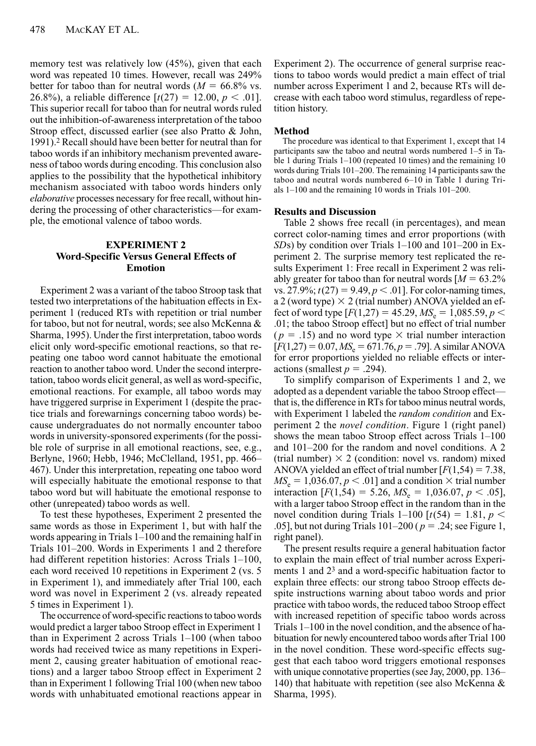memory test was relatively low (45%), given that each word was repeated 10 times. However, recall was 249% better for taboo than for neutral words ($M = 66.8\%$ vs. 26.8%), a reliable difference [$t(27) = 12.00$, $p < .01$]. This superior recall for taboo than for neutral words ruled out the inhibition-of-awareness interpretation of the taboo Stroop effect, discussed earlier (see also Pratto & John, 1991).[2] Recall should have been better for neutral than for taboo words if an inhibitory mechanism prevented awareness of taboo words during encoding. This conclusion also applies to the possibility that the hypothetical inhibitory mechanism associated with taboo words hinders only *elaborative* processes necessary for free recall, without hindering the processing of other characteristics—for example, the emotional valence of taboo words.

## EXPERIMENT 2
## Word-Specific Versus General Effects of Emotion

Experiment 2 was a variant of the taboo Stroop task that tested two interpretations of the habituation effects in Experiment 1 (reduced RTs with repetition or trial number for taboo, but not for neutral, words; see also McKenna & Sharma, 1995). Under the first interpretation, taboo words elicit only word-specific emotional reactions, so that repeating one taboo word cannot habituate the emotional reaction to another taboo word. Under the second interpretation, taboo words elicit general, as well as word-specific, emotional reactions. For example, all taboo words may have triggered surprise in Experiment 1 (despite the practice trials and forewarnings concerning taboo words) because undergraduates do not normally encounter taboo words in university-sponsored experiments (for the possible role of surprise in all emotional reactions, see, e.g., Berlyne, 1960; Hebb, 1946; McClelland, 1951, pp. 466–467). Under this interpretation, repeating one taboo word will especially habituate the emotional response to that taboo word but will habituate the emotional response to other (unrepeated) taboo words as well.

To test these hypotheses, Experiment 2 presented the same words as those in Experiment 1, but with half the words appearing in Trials 1–100 and the remaining half in Trials 101–200. Words in Experiments 1 and 2 therefore had different repetition histories: Across Trials 1–100, each word received 10 repetitions in Experiment 2 (vs. 5 in Experiment 1), and immediately after Trial 100, each word was novel in Experiment 2 (vs. already repeated 5 times in Experiment 1).

The occurrence of word-specific reactions to taboo words would predict a larger taboo Stroop effect in Experiment 1 than in Experiment 2 across Trials 1–100 (when taboo words had received twice as many repetitions in Experiment 2, causing greater habituation of emotional reactions) and a larger taboo Stroop effect in Experiment 2 than in Experiment 1 following Trial 100 (when new taboo words with unhabituated emotional reactions appear in Experiment 2). The occurrence of general surprise reactions to taboo words would predict a main effect of trial number across Experiment 1 and 2, because RTs will decrease with each taboo word stimulus, regardless of repetition history.

### Method

The procedure was identical to that Experiment 1, except that 14 participants saw the taboo and neutral words numbered 1–5 in Table 1 during Trials 1–100 (repeated 10 times) and the remaining 10 words during Trials 101–200. The remaining 14 participants saw the taboo and neutral words numbered 6–10 in Table 1 during Trials 1–100 and the remaining 10 words in Trials 101–200.

### Results and Discussion

Table 2 shows free recall (in percentages), and mean correct color-naming times and error proportions (with *SD*s) by condition over Trials 1–100 and 101–200 in Experiment 2. The surprise memory test replicated the results Experiment 1: Free recall in Experiment 2 was reliably greater for taboo than for neutral words [$M = 63.2\%$ vs. 27.9%; $t(27) = 9.49$, $p < .01$]. For color-naming times, a 2 (word type) × 2 (trial number) ANOVA yielded an effect of word type [$F(1,27) = 45.29$, $MS_e = 1{,}085.59$, $p < .01$; the taboo Stroop effect] but no effect of trial number ($p = .15$) and no word type × trial number interaction [$F(1,27) = 0.07$, $MS_e = 671.76$, $p = .79$]. A similar ANOVA for error proportions yielded no reliable effects or interactions (smallest $p = .294$).

To simplify comparison of Experiments 1 and 2, we adopted as a dependent variable the taboo Stroop effect—that is, the difference in RTs for taboo minus neutral words, with Experiment 1 labeled the *random condition* and Experiment 2 the *novel condition*. Figure 1 (right panel) shows the mean taboo Stroop effect across Trials 1–100 and 101–200 for the random and novel conditions. A 2 (trial number) × 2 (condition: novel vs. random) mixed ANOVA yielded an effect of trial number [$F(1,54) = 7.38$, $MS_e = 1{,}036.07$, $p < .01$] and a condition × trial number interaction [$F(1,54) = 5.26$, $MS_e = 1{,}036.07$, $p < .05$], with a larger taboo Stroop effect in the random than in the novel condition during Trials 1–100 [$t(54) = 1.81$, $p < .05$], but not during Trials 101–200 ($p = .24$; see Figure 1, right panel).

The present results require a general habituation factor to explain the main effect of trial number across Experiments 1 and 2[3] and a word-specific habituation factor to explain three effects: our strong taboo Stroop effects despite instructions warning about taboo words and prior practice with taboo words, the reduced taboo Stroop effect with increased repetition of specific taboo words across Trials 1–100 in the novel condition, and the absence of habituation for newly encountered taboo words after Trial 100 in the novel condition. These word-specific effects suggest that each taboo word triggers emotional responses with unique connotative properties (see Jay, 2000, pp. 136–140) that habituate with repetition (see also McKenna & Sharma, 1995).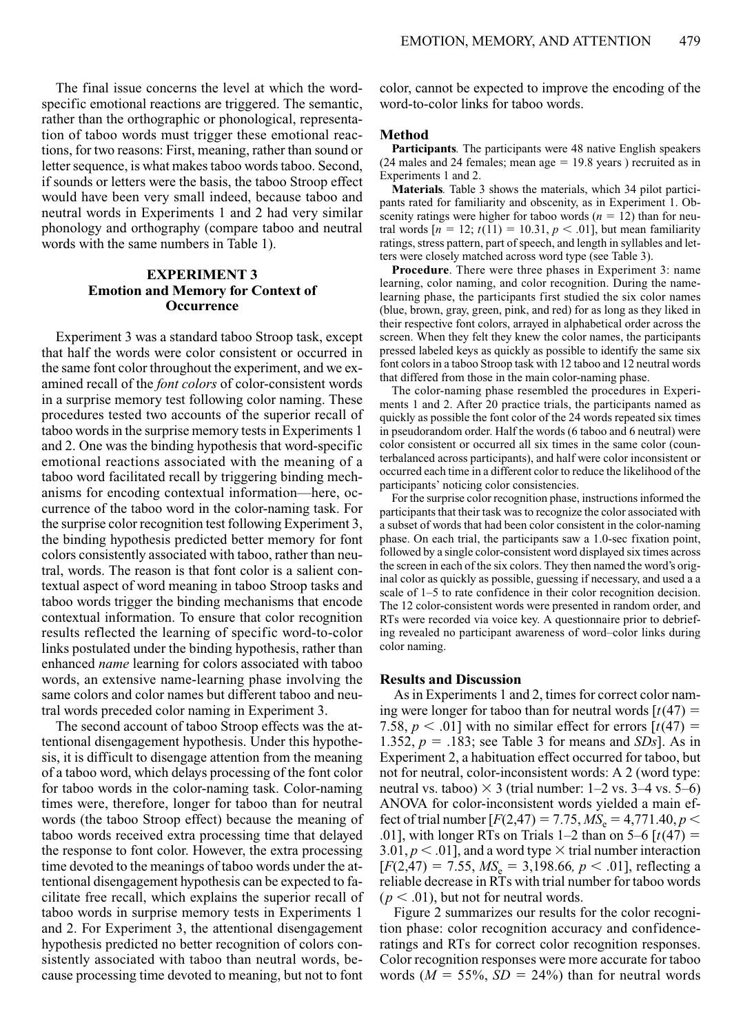The final issue concerns the level at which the word-specific emotional reactions are triggered. The semantic, rather than the orthographic or phonological, representation of taboo words must trigger these emotional reactions, for two reasons: First, meaning, rather than sound or letter sequence, is what makes taboo words taboo. Second, if sounds or letters were the basis, the taboo Stroop effect would have been very small indeed, because taboo and neutral words in Experiments 1 and 2 had very similar phonology and orthography (compare taboo and neutral words with the same numbers in Table 1).

## EXPERIMENT 3
## Emotion and Memory for Context of Occurrence

Experiment 3 was a standard taboo Stroop task, except that half the words were color consistent or occurred in the same font color throughout the experiment, and we examined recall of the *font colors* of color-consistent words in a surprise memory test following color naming. These procedures tested two accounts of the superior recall of taboo words in the surprise memory tests in Experiments 1 and 2. One was the binding hypothesis that word-specific emotional reactions associated with the meaning of a taboo word facilitated recall by triggering binding mechanisms for encoding contextual information—here, occurrence of the taboo word in the color-naming task. For the surprise color recognition test following Experiment 3, the binding hypothesis predicted better memory for font colors consistently associated with taboo, rather than neutral, words. The reason is that font color is a salient contextual aspect of word meaning in taboo Stroop tasks and taboo words trigger the binding mechanisms that encode contextual information. To ensure that color recognition results reflected the learning of specific word-to-color links postulated under the binding hypothesis, rather than enhanced *name* learning for colors associated with taboo words, an extensive name-learning phase involving the same colors and color names but different taboo and neutral words preceded color naming in Experiment 3.

The second account of taboo Stroop effects was the attentional disengagement hypothesis. Under this hypothesis, it is difficult to disengage attention from the meaning of a taboo word, which delays processing of the font color for taboo words in the color-naming task. Color-naming times were, therefore, longer for taboo than for neutral words (the taboo Stroop effect) because the meaning of taboo words received extra processing time that delayed the response to font color. However, the extra processing time devoted to the meanings of taboo words under the attentional disengagement hypothesis can be expected to facilitate free recall, which explains the superior recall of taboo words in surprise memory tests in Experiments 1 and 2. For Experiment 3, the attentional disengagement hypothesis predicted no better recognition of colors consistently associated with taboo than neutral words, because processing time devoted to meaning, but not to font color, cannot be expected to improve the encoding of the word-to-color links for taboo words.

### Method

**Participants**. The participants were 48 native English speakers (24 males and 24 females; mean age = 19.8 years ) recruited as in Experiments 1 and 2.

**Materials**. Table 3 shows the materials, which 34 pilot participants rated for familiarity and obscenity, as in Experiment 1. Obscenity ratings were higher for taboo words ($n = 12$) than for neutral words [$n = 12$; $t(11) = 10.31$, $p < .01$], but mean familiarity ratings, stress pattern, part of speech, and length in syllables and letters were closely matched across word type (see Table 3).

**Procedure**. There were three phases in Experiment 3: name learning, color naming, and color recognition. During the name-learning phase, the participants first studied the six color names (blue, brown, gray, green, pink, and red) for as long as they liked in their respective font colors, arrayed in alphabetical order across the screen. When they felt they knew the color names, the participants pressed labeled keys as quickly as possible to identify the same six font colors in a taboo Stroop task with 12 taboo and 12 neutral words that differed from those in the main color-naming phase.

The color-naming phase resembled the procedures in Experiments 1 and 2. After 20 practice trials, the participants named as quickly as possible the font color of the 24 words repeated six times in pseudorandom order. Half the words (6 taboo and 6 neutral) were color consistent or occurred all six times in the same color (counterbalanced across participants), and half were color inconsistent or occurred each time in a different color to reduce the likelihood of the participants' noticing color consistencies.

For the surprise color recognition phase, instructions informed the participants that their task was to recognize the color associated with a subset of words that had been color consistent in the color-naming phase. On each trial, the participants saw a 1.0-sec fixation point, followed by a single color-consistent word displayed six times across the screen in each of the six colors. They then named the word's original color as quickly as possible, guessing if necessary, and used a a scale of 1–5 to rate confidence in their color recognition decision. The 12 color-consistent words were presented in random order, and RTs were recorded via voice key. A questionnaire prior to debriefing revealed no participant awareness of word–color links during color naming.

### Results and Discussion

As in Experiments 1 and 2, times for correct color naming were longer for taboo than for neutral words [$t(47) = 7.58$, $p < .01$] with no similar effect for errors [$t(47) = 1.352$, $p = .183$; see Table 3 for means and *SDs*]. As in Experiment 2, a habituation effect occurred for taboo, but not for neutral, color-inconsistent words: A 2 (word type: neutral vs. taboo) × 3 (trial number: 1–2 vs. 3–4 vs. 5–6) ANOVA for color-inconsistent words yielded a main effect of trial number [$F(2,47) = 7.75$, $MS_e = 4{,}771.40$, $p < .01$], with longer RTs on Trials 1–2 than on 5–6 [$t(47) = 3.01$, $p < .01$], and a word type × trial number interaction [$F(2,47) = 7.55$, $MS_e = 3{,}198.66$, $p < .01$], reflecting a reliable decrease in RTs with trial number for taboo words ($p < .01$), but not for neutral words.

Figure 2 summarizes our results for the color recognition phase: color recognition accuracy and confidence-ratings and RTs for correct color recognition responses. Color recognition responses were more accurate for taboo words ($M = 55\%$, $SD = 24\%$) than for neutral words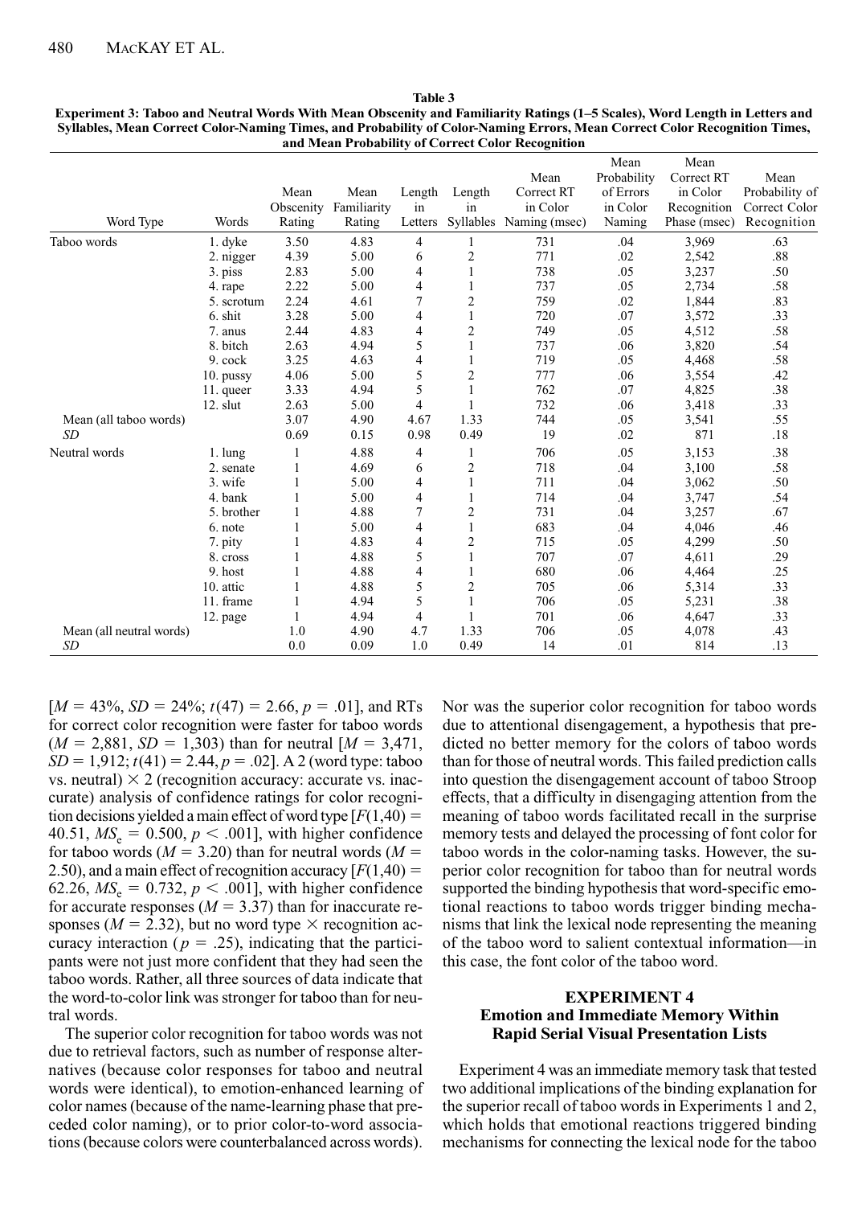**Table 3**
**Experiment 3: Taboo and Neutral Words With Mean Obscenity and Familiarity Ratings (1–5 Scales), Word Length in Letters and Syllables, Mean Correct Color-Naming Times, and Probability of Color-Naming Errors, Mean Correct Color Recognition Times, and Mean Probability of Correct Color Recognition**

| Word Type | Words | Mean Obscenity Rating | Mean Familiarity Rating | Length in Letters | Length in Syllables | Mean Correct RT in Color Naming (msec) | Mean Probability of Errors in Color Naming | Mean Correct RT in Color Recognition Phase (msec) | Mean Probability of Correct Color Recognition |
|---|---|---|---|---|---|---|---|---|---|
| Taboo words | 1. dyke | 3.50 | 4.83 | 4 | 1 | 731 | .04 | 3,969 | .63 |
| | 2. nigger | 4.39 | 5.00 | 6 | 2 | 771 | .02 | 2,542 | .88 |
| | 3. piss | 2.83 | 5.00 | 4 | 1 | 738 | .05 | 3,237 | .50 |
| | 4. rape | 2.22 | 5.00 | 4 | 1 | 737 | .05 | 2,734 | .58 |
| | 5. scrotum | 2.24 | 4.61 | 7 | 2 | 759 | .02 | 1,844 | .83 |
| | 6. shit | 3.28 | 5.00 | 4 | 1 | 720 | .07 | 3,572 | .33 |
| | 7. anus | 2.44 | 4.83 | 4 | 2 | 749 | .05 | 4,512 | .58 |
| | 8. bitch | 2.63 | 4.94 | 5 | 1 | 737 | .06 | 3,820 | .54 |
| | 9. cock | 3.25 | 4.63 | 4 | 1 | 719 | .05 | 4,468 | .58 |
| | 10. pussy | 4.06 | 5.00 | 5 | 2 | 777 | .06 | 3,554 | .42 |
| | 11. queer | 3.33 | 4.94 | 5 | 1 | 762 | .07 | 4,825 | .38 |
| | 12. slut | 2.63 | 5.00 | 4 | 1 | 732 | .06 | 3,418 | .33 |
| Mean (all taboo words) | | 3.07 | 4.90 | 4.67 | 1.33 | 744 | .05 | 3,541 | .55 |
| *SD* | | 0.69 | 0.15 | 0.98 | 0.49 | 19 | .02 | 871 | .18 |
| Neutral words | 1. lung | 1 | 4.88 | 4 | 1 | 706 | .05 | 3,153 | .38 |
| | 2. senate | 1 | 4.69 | 6 | 2 | 718 | .04 | 3,100 | .58 |
| | 3. wife | 1 | 5.00 | 4 | 1 | 711 | .04 | 3,062 | .50 |
| | 4. bank | 1 | 5.00 | 4 | 1 | 714 | .04 | 3,747 | .54 |
| | 5. brother | 1 | 4.88 | 7 | 2 | 731 | .04 | 3,257 | .67 |
| | 6. note | 1 | 5.00 | 4 | 1 | 683 | .04 | 4,046 | .46 |
| | 7. pity | 1 | 4.83 | 4 | 2 | 715 | .05 | 4,299 | .50 |
| | 8. cross | 1 | 4.88 | 5 | 1 | 707 | .07 | 4,611 | .29 |
| | 9. host | 1 | 4.88 | 4 | 1 | 680 | .06 | 4,464 | .25 |
| | 10. attic | 1 | 4.88 | 5 | 2 | 705 | .06 | 5,314 | .33 |
| | 11. frame | 1 | 4.94 | 5 | 1 | 706 | .05 | 5,231 | .38 |
| | 12. page | 1 | 4.94 | 4 | 1 | 701 | .06 | 4,647 | .33 |
| Mean (all neutral words) | | 1.0 | 4.90 | 4.7 | 1.33 | 706 | .05 | 4,078 | .43 |
| *SD* | | 0.0 | 0.09 | 1.0 | 0.49 | 14 | .01 | 814 | .13 |

[$M$ = 43%, $SD$ = 24%; $t(47) = 2.66$, $p = .01$], and RTs for correct color recognition were faster for taboo words ($M$ = 2,881, $SD$ = 1,303) than for neutral [$M$ = 3,471, $SD$ = 1,912; $t(41) = 2.44$, $p = .02$]. A 2 (word type: taboo vs. neutral) × 2 (recognition accuracy: accurate vs. inaccurate) analysis of confidence ratings for color recognition decisions yielded a main effect of word type [$F(1,40) = 40.51$, $MS_e = 0.500$, $p < .001$], with higher confidence for taboo words ($M = 3.20$) than for neutral words ($M = 2.50$), and a main effect of recognition accuracy [$F(1,40) = 62.26$, $MS_e = 0.732$, $p < .001$], with higher confidence for accurate responses ($M = 3.37$) than for inaccurate responses ($M = 2.32$), but no word type × recognition accuracy interaction ($p = .25$), indicating that the participants were not just more confident that they had seen the taboo words. Rather, all three sources of data indicate that the word-to-color link was stronger for taboo than for neutral words.

The superior color recognition for taboo words was not due to retrieval factors, such as number of response alternatives (because color responses for taboo and neutral words were identical), to emotion-enhanced learning of color names (because of the name-learning phase that preceded color naming), or to prior color-to-word associations (because colors were counterbalanced across words). Nor was the superior color recognition for taboo words due to attentional disengagement, a hypothesis that predicted no better memory for the colors of taboo words than for those of neutral words. This failed prediction calls into question the disengagement account of taboo Stroop effects, that a difficulty in disengaging attention from the meaning of taboo words facilitated recall in the surprise memory tests and delayed the processing of font color for taboo words in the color-naming tasks. However, the superior color recognition for taboo than for neutral words supported the binding hypothesis that word-specific emotional reactions to taboo words trigger binding mechanisms that link the lexical node representing the meaning of the taboo word to salient contextual information—in this case, the font color of the taboo word.

## EXPERIMENT 4
## Emotion and Immediate Memory Within Rapid Serial Visual Presentation Lists

Experiment 4 was an immediate memory task that tested two additional implications of the binding explanation for the superior recall of taboo words in Experiments 1 and 2, which holds that emotional reactions triggered binding mechanisms for connecting the lexical node for the taboo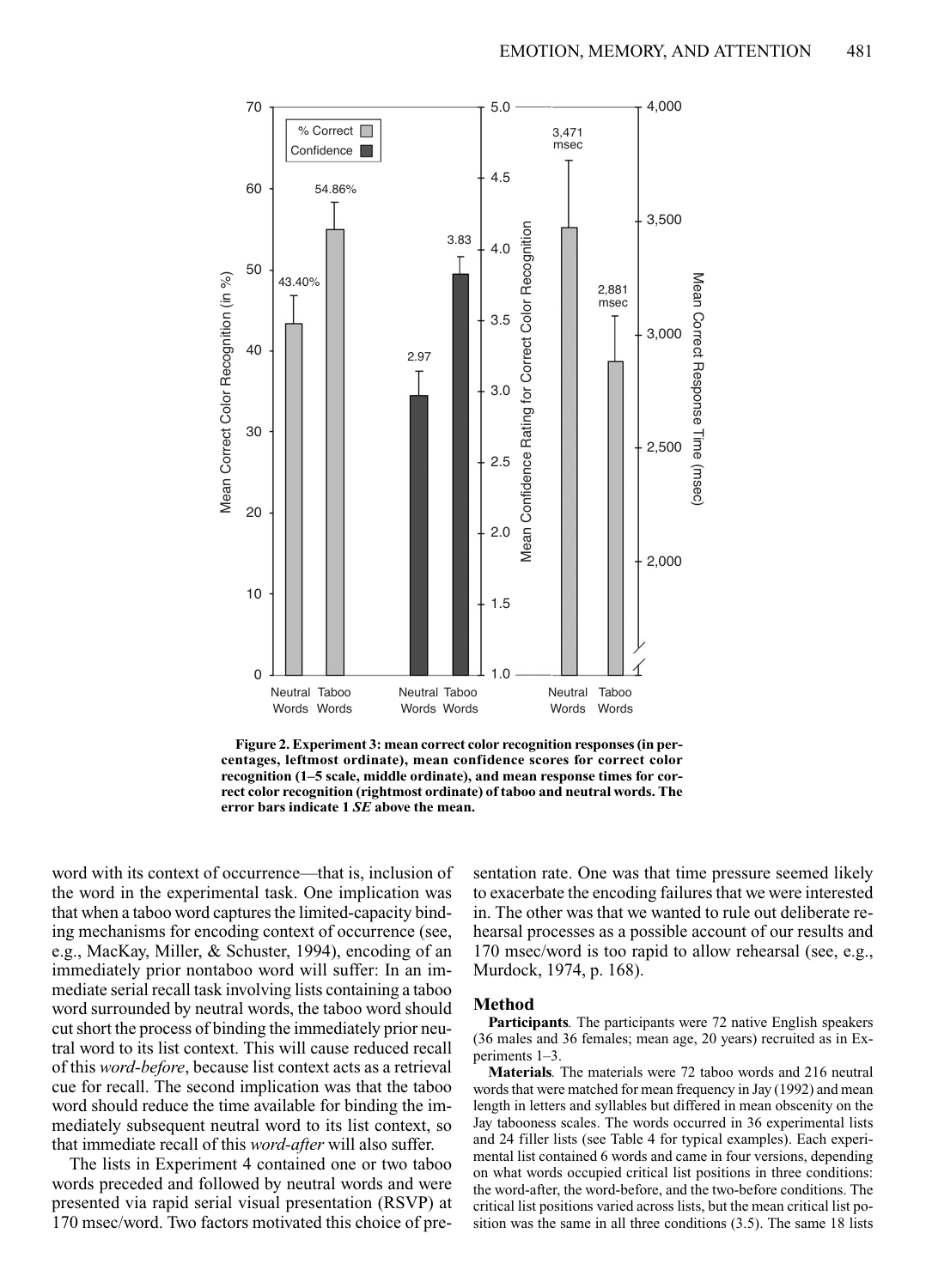Figure 2. Experiment 3: mean correct color recognition responses (in percentages, leftmost ordinate), mean confidence scores for correct color recognition (1–5 scale, middle ordinate), and mean response times for correct color recognition (rightmost ordinate) of taboo and neutral words. The error bars indicate 1 *SE* above the mean.

word with its context of occurrence—that is, inclusion of the word in the experimental task. One implication was that when a taboo word captures the limited-capacity binding mechanisms for encoding context of occurrence (see, e.g., MacKay, Miller, & Schuster, 1994), encoding of an immediately prior nontaboo word will suffer: In an immediate serial recall task involving lists containing a taboo word surrounded by neutral words, the taboo word should cut short the process of binding the immediately prior neutral word to its list context. This will cause reduced recall of this *word-before*, because list context acts as a retrieval cue for recall. The second implication was that the taboo word should reduce the time available for binding the immediately subsequent neutral word to its list context, so that immediate recall of this *word-after* will also suffer.

The lists in Experiment 4 contained one or two taboo words preceded and followed by neutral words and were presented via rapid serial visual presentation (RSVP) at 170 msec/word. Two factors motivated this choice of presentation rate. One was that time pressure seemed likely to exacerbate the encoding failures that we were interested in. The other was that we wanted to rule out deliberate rehearsal processes as a possible account of our results and 170 msec/word is too rapid to allow rehearsal (see, e.g., Murdock, 1974, p. 168).

## Method

**Participants**. The participants were 72 native English speakers (36 males and 36 females; mean age, 20 years) recruited as in Experiments 1–3.

**Materials**. The materials were 72 taboo words and 216 neutral words that were matched for mean frequency in Jay (1992) and mean length in letters and syllables but differed in mean obscenity on the Jay tabooness scales. The words occurred in 36 experimental lists and 24 filler lists (see Table 4 for typical examples). Each experimental list contained 6 words and came in four versions, depending on what words occupied critical list positions in three conditions: the word-after, the word-before, and the two-before conditions. The critical list positions varied across lists, but the mean critical list position was the same in all three conditions (3.5). The same 18 lists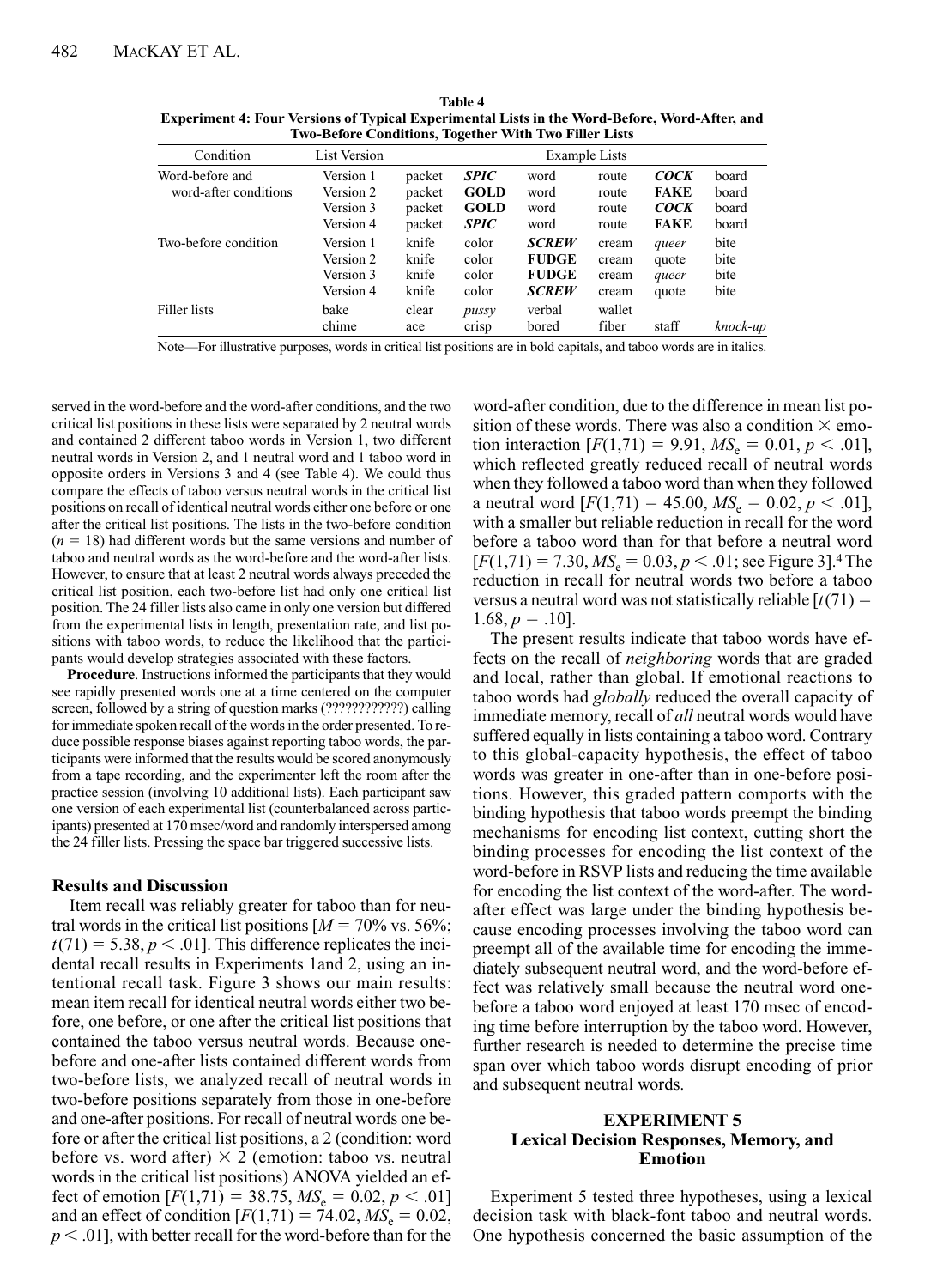**Table 4**
**Experiment 4: Four Versions of Typical Experimental Lists in the Word-Before, Word-After, and Two-Before Conditions, Together With Two Filler Lists**

| Condition | List Version | Example Lists | | | | | | |
|---|---|---|---|---|---|---|---|---|
| Word-before and word-after conditions | Version 1 | packet | ***SPIC*** | word | route | ***COCK*** | board | |
| | Version 2 | packet | **GOLD** | word | route | **FAKE** | board | |
| | Version 3 | packet | **GOLD** | word | route | ***COCK*** | board | |
| | Version 4 | packet | ***SPIC*** | word | route | **FAKE** | board | |
| Two-before condition | Version 1 | knife | color | ***SCREW*** | cream | *queer* | bite | |
| | Version 2 | knife | color | **FUDGE** | cream | quote | bite | |
| | Version 3 | knife | color | **FUDGE** | cream | *queer* | bite | |
| | Version 4 | knife | color | ***SCREW*** | cream | quote | bite | |
| Filler lists | bake | clear | *pussy* | verbal | wallet | | | |
| | chime | ace | crisp | bored | fiber | staff | *knock-up* | |

Note—For illustrative purposes, words in critical list positions are in bold capitals, and taboo words are in italics.

served in the word-before and the word-after conditions, and the two critical list positions in these lists were separated by 2 neutral words and contained 2 different taboo words in Version 1, two different neutral words in Version 2, and 1 neutral word and 1 taboo word in opposite orders in Versions 3 and 4 (see Table 4). We could thus compare the effects of taboo versus neutral words in the critical list positions on recall of identical neutral words either one before or one after the critical list positions. The lists in the two-before condition ($n = 18$) had different words but the same versions and number of taboo and neutral words as the word-before and the word-after lists. However, to ensure that at least 2 neutral words always preceded the critical list position, each two-before list had only one critical list position. The 24 filler lists also came in only one version but differed from the experimental lists in length, presentation rate, and list positions with taboo words, to reduce the likelihood that the participants would develop strategies associated with these factors.

**Procedure**. Instructions informed the participants that they would see rapidly presented words one at a time centered on the computer screen, followed by a string of question marks (????????????) calling for immediate spoken recall of the words in the order presented. To reduce possible response biases against reporting taboo words, the participants were informed that the results would be scored anonymously from a tape recording, and the experimenter left the room after the practice session (involving 10 additional lists). Each participant saw one version of each experimental list (counterbalanced across participants) presented at 170 msec/word and randomly interspersed among the 24 filler lists. Pressing the space bar triggered successive lists.

### Results and Discussion

Item recall was reliably greater for taboo than for neutral words in the critical list positions [$M = 70\%$ vs. 56%; $t(71) = 5.38, p < .01$]. This difference replicates the incidental recall results in Experiments 1and 2, using an intentional recall task. Figure 3 shows our main results: mean item recall for identical neutral words either two before, one before, or one after the critical list positions that contained the taboo versus neutral words. Because one-before and one-after lists contained different words from two-before lists, we analyzed recall of neutral words in two-before positions separately from those in one-before and one-after positions. For recall of neutral words one before or after the critical list positions, a 2 (condition: word before vs. word after) × 2 (emotion: taboo vs. neutral words in the critical list positions) ANOVA yielded an effect of emotion [$F(1,71) = 38.75, MS_e = 0.02, p < .01$] and an effect of condition [$F(1,71) = 74.02, MS_e = 0.02, p < .01$], with better recall for the word-before than for the word-after condition, due to the difference in mean list position of these words. There was also a condition × emotion interaction [$F(1,71) = 9.91, MS_e = 0.01, p < .01$], which reflected greatly reduced recall of neutral words when they followed a taboo word than when they followed a neutral word [$F(1,71) = 45.00, MS_e = 0.02, p < .01$], with a smaller but reliable reduction in recall for the word before a taboo word than for that before a neutral word [$F(1,71) = 7.30, MS_e = 0.03, p < .01$; see Figure 3].[4] The reduction in recall for neutral words two before a taboo versus a neutral word was not statistically reliable [$t(71) = 1.68, p = .10$].

The present results indicate that taboo words have effects on the recall of *neighboring* words that are graded and local, rather than global. If emotional reactions to taboo words had *globally* reduced the overall capacity of immediate memory, recall of *all* neutral words would have suffered equally in lists containing a taboo word. Contrary to this global-capacity hypothesis, the effect of taboo words was greater in one-after than in one-before positions. However, this graded pattern comports with the binding hypothesis that taboo words preempt the binding mechanisms for encoding list context, cutting short the binding processes for encoding the list context of the word-before in RSVP lists and reducing the time available for encoding the list context of the word-after. The word-after effect was large under the binding hypothesis because encoding processes involving the taboo word can preempt all of the available time for encoding the immediately subsequent neutral word, and the word-before effect was relatively small because the neutral word one-before a taboo word enjoyed at least 170 msec of encoding time before interruption by the taboo word. However, further research is needed to determine the precise time span over which taboo words disrupt encoding of prior and subsequent neutral words.

## EXPERIMENT 5
## Lexical Decision Responses, Memory, and Emotion

Experiment 5 tested three hypotheses, using a lexical decision task with black-font taboo and neutral words. One hypothesis concerned the basic assumption of the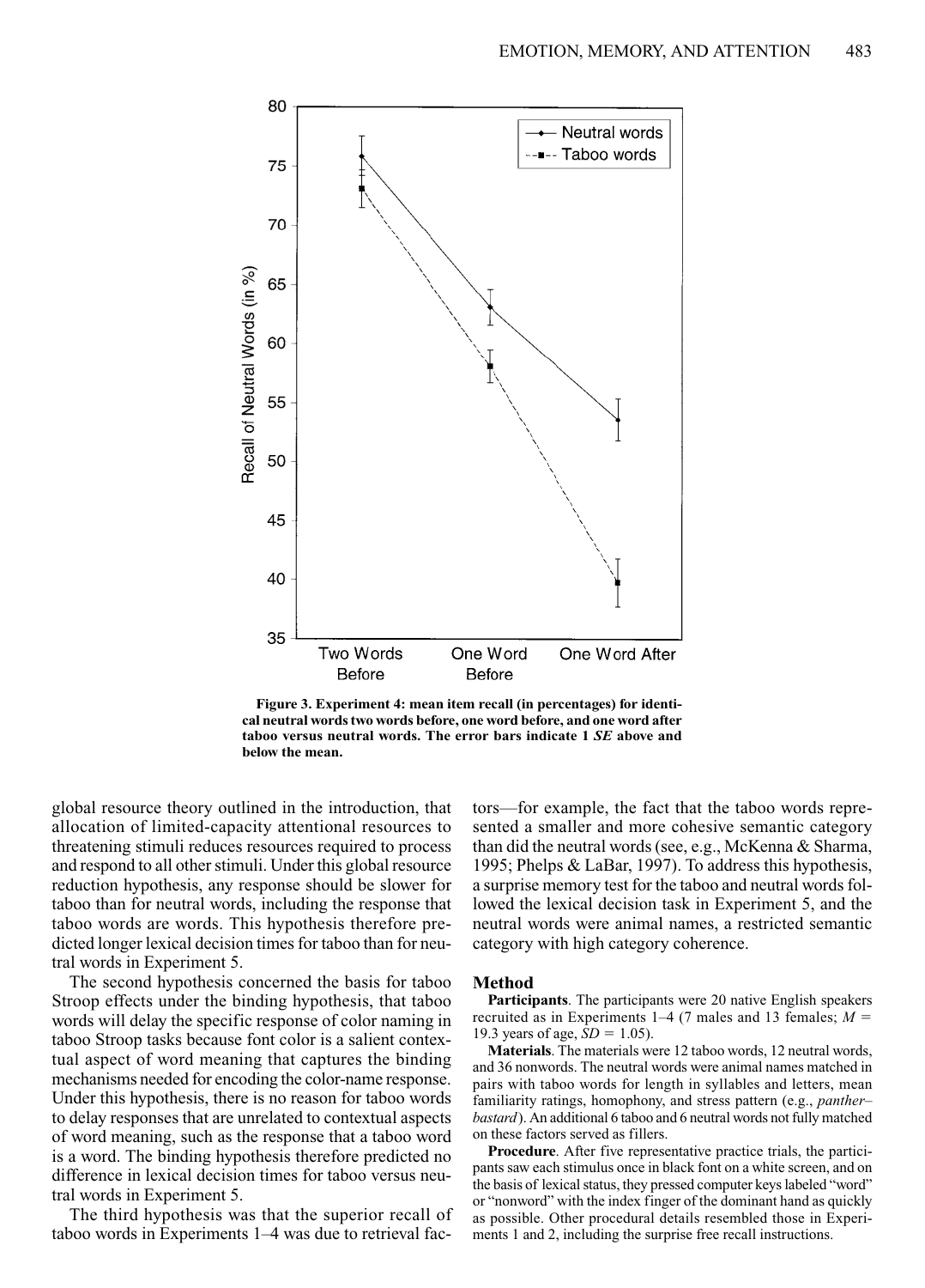**Figure 3. Experiment 4: mean item recall (in percentages) for identical neutral words two words before, one word before, and one word after taboo versus neutral words. The error bars indicate 1 *SE* above and below the mean.**

global resource theory outlined in the introduction, that allocation of limited-capacity attentional resources to threatening stimuli reduces resources required to process and respond to all other stimuli. Under this global resource reduction hypothesis, any response should be slower for taboo than for neutral words, including the response that taboo words are words. This hypothesis therefore predicted longer lexical decision times for taboo than for neutral words in Experiment 5.

The second hypothesis concerned the basis for taboo Stroop effects under the binding hypothesis, that taboo words will delay the specific response of color naming in taboo Stroop tasks because font color is a salient contextual aspect of word meaning that captures the binding mechanisms needed for encoding the color-name response. Under this hypothesis, there is no reason for taboo words to delay responses that are unrelated to contextual aspects of word meaning, such as the response that a taboo word is a word. The binding hypothesis therefore predicted no difference in lexical decision times for taboo versus neutral words in Experiment 5.

The third hypothesis was that the superior recall of taboo words in Experiments 1–4 was due to retrieval factors—for example, the fact that the taboo words represented a smaller and more cohesive semantic category than did the neutral words (see, e.g., McKenna & Sharma, 1995; Phelps & LaBar, 1997). To address this hypothesis, a surprise memory test for the taboo and neutral words followed the lexical decision task in Experiment 5, and the neutral words were animal names, a restricted semantic category with high category coherence.

## Method

**Participants**. The participants were 20 native English speakers recruited as in Experiments 1–4 (7 males and 13 females; $M =$ 19.3 years of age, $SD = 1.05$).

**Materials**. The materials were 12 taboo words, 12 neutral words, and 36 nonwords. The neutral words were animal names matched in pairs with taboo words for length in syllables and letters, mean familiarity ratings, homophony, and stress pattern (e.g., *panther–bastard*). An additional 6 taboo and 6 neutral words not fully matched on these factors served as fillers.

**Procedure**. After five representative practice trials, the participants saw each stimulus once in black font on a white screen, and on the basis of lexical status, they pressed computer keys labeled "word" or "nonword" with the index finger of the dominant hand as quickly as possible. Other procedural details resembled those in Experiments 1 and 2, including the surprise free recall instructions.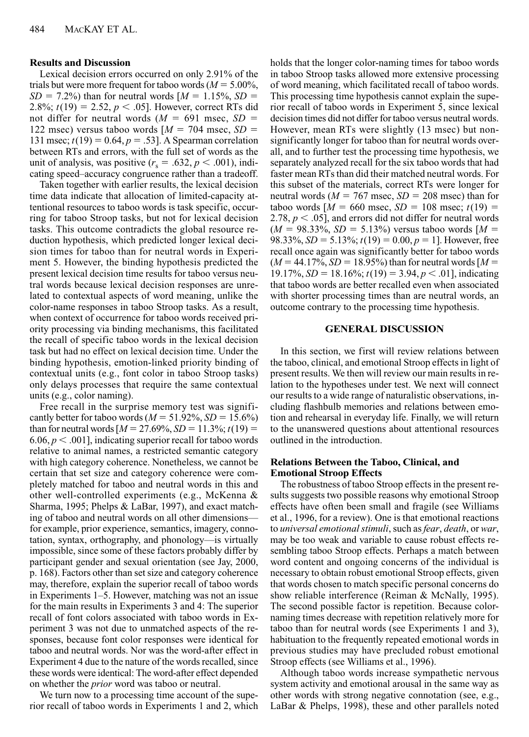### Results and Discussion

Lexical decision errors occurred on only 2.91% of the trials but were more frequent for taboo words ($M = 5.00\%$, $SD = 7.2\%$) than for neutral words [$M = 1.15\%$, $SD = 2.8\%$; $t(19) = 2.52$, $p < .05$]. However, correct RTs did not differ for neutral words ($M = 691$ msec, $SD = 122$ msec) versus taboo words [$M = 704$ msec, $SD = 131$ msec; $t(19) = 0.64$, $p = .53$]. A Spearman correlation between RTs and errors, with the full set of words as the unit of analysis, was positive ($r_s = .632$, $p < .001$), indicating speed–accuracy congruence rather than a tradeoff.

Taken together with earlier results, the lexical decision time data indicate that allocation of limited-capacity attentional resources to taboo words is task specific, occurring for taboo Stroop tasks, but not for lexical decision tasks. This outcome contradicts the global resource reduction hypothesis, which predicted longer lexical decision times for taboo than for neutral words in Experiment 5. However, the binding hypothesis predicted the present lexical decision time results for taboo versus neutral words because lexical decision responses are unrelated to contextual aspects of word meaning, unlike the color-name responses in taboo Stroop tasks. As a result, when context of occurrence for taboo words received priority processing via binding mechanisms, this facilitated the recall of specific taboo words in the lexical decision task but had no effect on lexical decision time. Under the binding hypothesis, emotion-linked priority binding of contextual units (e.g., font color in taboo Stroop tasks) only delays processes that require the same contextual units (e.g., color naming).

Free recall in the surprise memory test was significantly better for taboo words ($M = 51.92\%$, $SD = 15.6\%$) than for neutral words [$M = 27.69\%$, $SD = 11.3\%$; $t(19) = 6.06$, $p < .001$], indicating superior recall for taboo words relative to animal names, a restricted semantic category with high category coherence. Nonetheless, we cannot be certain that set size and category coherence were completely matched for taboo and neutral words in this and other well-controlled experiments (e.g., McKenna & Sharma, 1995; Phelps & LaBar, 1997), and exact matching of taboo and neutral words on all other dimensions—for example, prior experience, semantics, imagery, connotation, syntax, orthography, and phonology—is virtually impossible, since some of these factors probably differ by participant gender and sexual orientation (see Jay, 2000, p. 168). Factors other than set size and category coherence may, therefore, explain the superior recall of taboo words in Experiments 1–5. However, matching was not an issue for the main results in Experiments 3 and 4: The superior recall of font colors associated with taboo words in Experiment 3 was not due to unmatched aspects of the responses, because font color responses were identical for taboo and neutral words. Nor was the word-after effect in Experiment 4 due to the nature of the words recalled, since these words were identical: The word-after effect depended on whether the *prior* word was taboo or neutral.

We turn now to a processing time account of the superior recall of taboo words in Experiments 1 and 2, which holds that the longer color-naming times for taboo words in taboo Stroop tasks allowed more extensive processing of word meaning, which facilitated recall of taboo words. This processing time hypothesis cannot explain the superior recall of taboo words in Experiment 5, since lexical decision times did not differ for taboo versus neutral words. However, mean RTs were slightly (13 msec) but nonsignificantly longer for taboo than for neutral words overall, and to further test the processing time hypothesis, we separately analyzed recall for the six taboo words that had faster mean RTs than did their matched neutral words. For this subset of the materials, correct RTs were longer for neutral words ($M = 767$ msec, $SD = 208$ msec) than for taboo words [$M = 660$ msec, $SD = 108$ msec; $t(19) = 2.78$, $p < .05$], and errors did not differ for neutral words ($M = 98.33\%$, $SD = 5.13\%$) versus taboo words [$M = 98.33\%$, $SD = 5.13\%$; $t(19) = 0.00$, $p = 1$]. However, free recall once again was significantly better for taboo words ($M = 44.17\%$, $SD = 18.95\%$) than for neutral words [$M = 19.17\%$, $SD = 18.16\%$; $t(19) = 3.94$, $p < .01$], indicating that taboo words are better recalled even when associated with shorter processing times than are neutral words, an outcome contrary to the processing time hypothesis.

## GENERAL DISCUSSION

In this section, we first will review relations between the taboo, clinical, and emotional Stroop effects in light of present results. We then will review our main results in relation to the hypotheses under test. We next will connect our results to a wide range of naturalistic observations, including flashbulb memories and relations between emotion and rehearsal in everyday life. Finally, we will return to the unanswered questions about attentional resources outlined in the introduction.

### Relations Between the Taboo, Clinical, and Emotional Stroop Effects

The robustness of taboo Stroop effects in the present results suggests two possible reasons why emotional Stroop effects have often been small and fragile (see Williams et al., 1996, for a review). One is that emotional reactions to *universal emotional stimuli*, such as *fear*, *death*, or *war*, may be too weak and variable to cause robust effects resembling taboo Stroop effects. Perhaps a match between word content and ongoing concerns of the individual is necessary to obtain robust emotional Stroop effects, given that words chosen to match specific personal concerns do show reliable interference (Reiman & McNally, 1995). The second possible factor is repetition. Because color-naming times decrease with repetition relatively more for taboo than for neutral words (see Experiments 1 and 3), habituation to the frequently repeated emotional words in previous studies may have precluded robust emotional Stroop effects (see Williams et al., 1996).

Although taboo words increase sympathetic nervous system activity and emotional arousal in the same way as other words with strong negative connotation (see, e.g., LaBar & Phelps, 1998), these and other parallels noted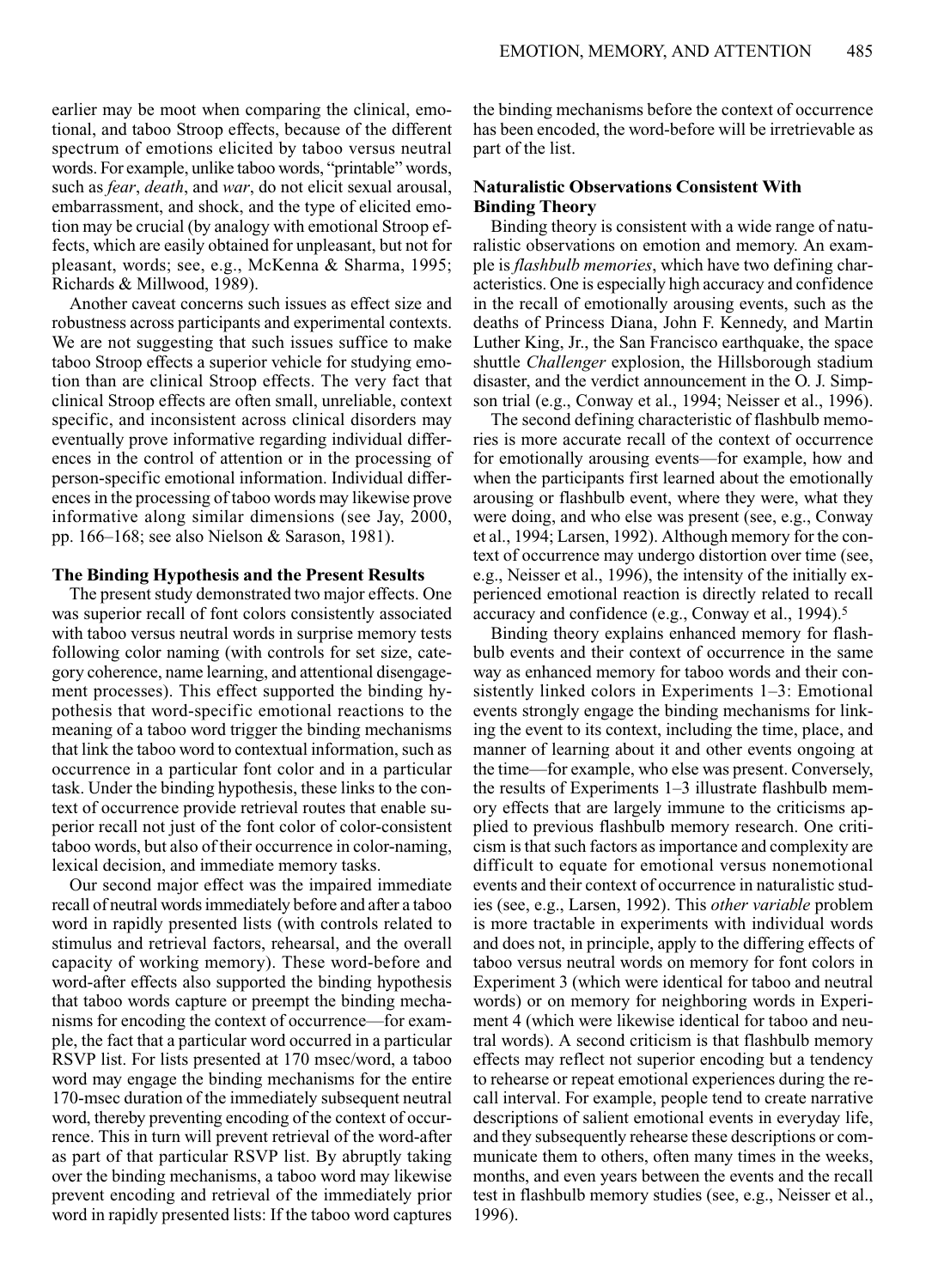earlier may be moot when comparing the clinical, emotional, and taboo Stroop effects, because of the different spectrum of emotions elicited by taboo versus neutral words. For example, unlike taboo words, "printable" words, such as *fear*, *death*, and *war*, do not elicit sexual arousal, embarrassment, and shock, and the type of elicited emotion may be crucial (by analogy with emotional Stroop effects, which are easily obtained for unpleasant, but not for pleasant, words; see, e.g., McKenna & Sharma, 1995; Richards & Millwood, 1989).

Another caveat concerns such issues as effect size and robustness across participants and experimental contexts. We are not suggesting that such issues suffice to make taboo Stroop effects a superior vehicle for studying emotion than are clinical Stroop effects. The very fact that clinical Stroop effects are often small, unreliable, context specific, and inconsistent across clinical disorders may eventually prove informative regarding individual differences in the control of attention or in the processing of person-specific emotional information. Individual differences in the processing of taboo words may likewise prove informative along similar dimensions (see Jay, 2000, pp. 166–168; see also Nielson & Sarason, 1981).

### The Binding Hypothesis and the Present Results

The present study demonstrated two major effects. One was superior recall of font colors consistently associated with taboo versus neutral words in surprise memory tests following color naming (with controls for set size, category coherence, name learning, and attentional disengagement processes). This effect supported the binding hypothesis that word-specific emotional reactions to the meaning of a taboo word trigger the binding mechanisms that link the taboo word to contextual information, such as occurrence in a particular font color and in a particular task. Under the binding hypothesis, these links to the context of occurrence provide retrieval routes that enable superior recall not just of the font color of color-consistent taboo words, but also of their occurrence in color-naming, lexical decision, and immediate memory tasks.

Our second major effect was the impaired immediate recall of neutral words immediately before and after a taboo word in rapidly presented lists (with controls related to stimulus and retrieval factors, rehearsal, and the overall capacity of working memory). These word-before and word-after effects also supported the binding hypothesis that taboo words capture or preempt the binding mechanisms for encoding the context of occurrence—for example, the fact that a particular word occurred in a particular RSVP list. For lists presented at 170 msec/word, a taboo word may engage the binding mechanisms for the entire 170-msec duration of the immediately subsequent neutral word, thereby preventing encoding of the context of occurrence. This in turn will prevent retrieval of the word-after as part of that particular RSVP list. By abruptly taking over the binding mechanisms, a taboo word may likewise prevent encoding and retrieval of the immediately prior word in rapidly presented lists: If the taboo word captures the binding mechanisms before the context of occurrence has been encoded, the word-before will be irretrievable as part of the list.

### Naturalistic Observations Consistent With Binding Theory

Binding theory is consistent with a wide range of naturalistic observations on emotion and memory. An example is *flashbulb memories*, which have two defining characteristics. One is especially high accuracy and confidence in the recall of emotionally arousing events, such as the deaths of Princess Diana, John F. Kennedy, and Martin Luther King, Jr., the San Francisco earthquake, the space shuttle *Challenger* explosion, the Hillsborough stadium disaster, and the verdict announcement in the O. J. Simpson trial (e.g., Conway et al., 1994; Neisser et al., 1996).

The second defining characteristic of flashbulb memories is more accurate recall of the context of occurrence for emotionally arousing events—for example, how and when the participants first learned about the emotionally arousing or flashbulb event, where they were, what they were doing, and who else was present (see, e.g., Conway et al., 1994; Larsen, 1992). Although memory for the context of occurrence may undergo distortion over time (see, e.g., Neisser et al., 1996), the intensity of the initially experienced emotional reaction is directly related to recall accuracy and confidence (e.g., Conway et al., 1994).[5]

Binding theory explains enhanced memory for flashbulb events and their context of occurrence in the same way as enhanced memory for taboo words and their consistently linked colors in Experiments 1–3: Emotional events strongly engage the binding mechanisms for linking the event to its context, including the time, place, and manner of learning about it and other events ongoing at the time—for example, who else was present. Conversely, the results of Experiments 1–3 illustrate flashbulb memory effects that are largely immune to the criticisms applied to previous flashbulb memory research. One criticism is that such factors as importance and complexity are difficult to equate for emotional versus nonemotional events and their context of occurrence in naturalistic studies (see, e.g., Larsen, 1992). This *other variable* problem is more tractable in experiments with individual words and does not, in principle, apply to the differing effects of taboo versus neutral words on memory for font colors in Experiment 3 (which were identical for taboo and neutral words) or on memory for neighboring words in Experiment 4 (which were likewise identical for taboo and neutral words). A second criticism is that flashbulb memory effects may reflect not superior encoding but a tendency to rehearse or repeat emotional experiences during the recall interval. For example, people tend to create narrative descriptions of salient emotional events in everyday life, and they subsequently rehearse these descriptions or communicate them to others, often many times in the weeks, months, and even years between the events and the recall test in flashbulb memory studies (see, e.g., Neisser et al., 1996).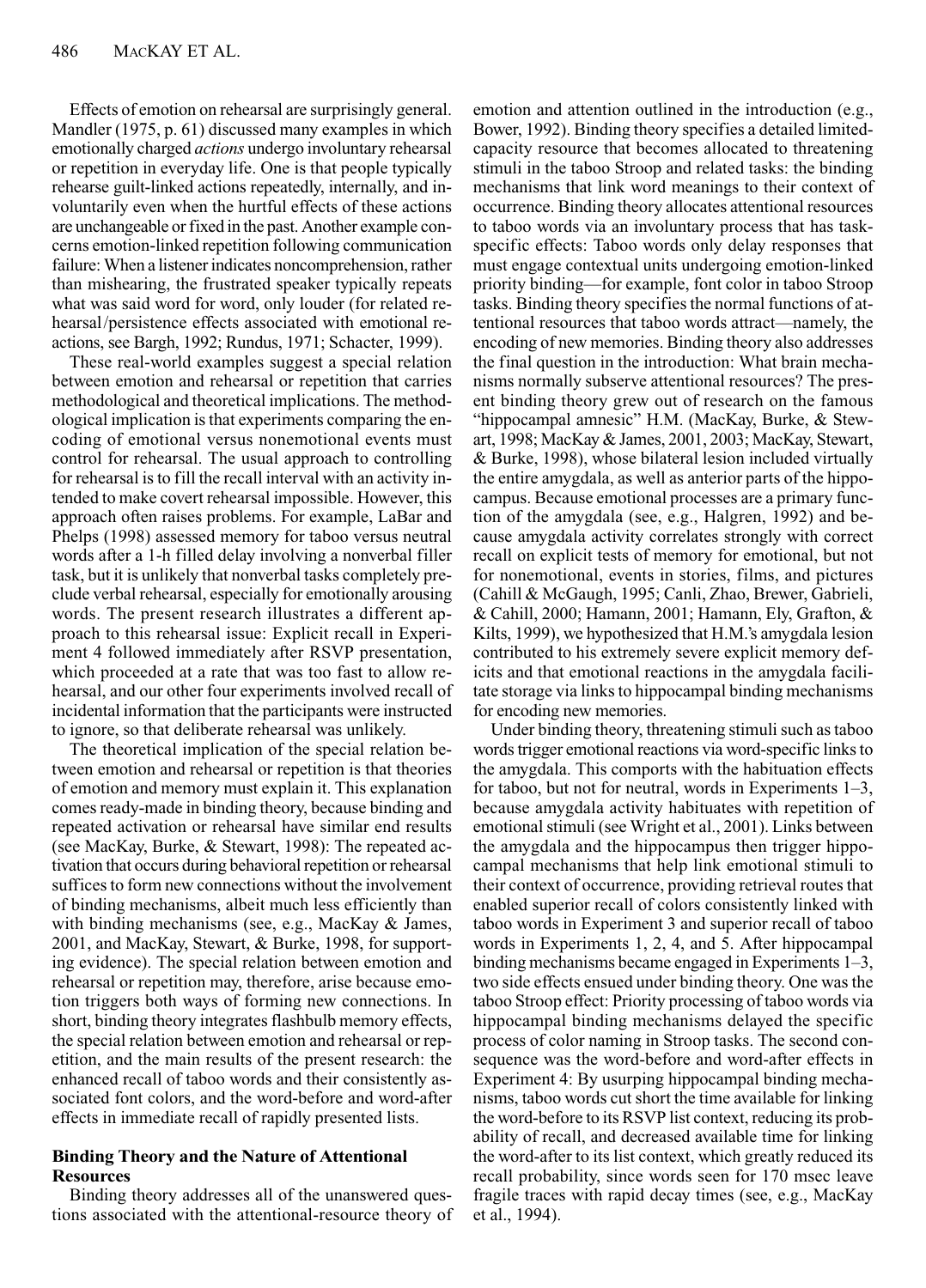Effects of emotion on rehearsal are surprisingly general. Mandler (1975, p. 61) discussed many examples in which emotionally charged *actions* undergo involuntary rehearsal or repetition in everyday life. One is that people typically rehearse guilt-linked actions repeatedly, internally, and involuntarily even when the hurtful effects of these actions are unchangeable or fixed in the past. Another example concerns emotion-linked repetition following communication failure: When a listener indicates noncomprehension, rather than mishearing, the frustrated speaker typically repeats what was said word for word, only louder (for related rehearsal/persistence effects associated with emotional reactions, see Bargh, 1992; Rundus, 1971; Schacter, 1999).

These real-world examples suggest a special relation between emotion and rehearsal or repetition that carries methodological and theoretical implications. The methodological implication is that experiments comparing the encoding of emotional versus nonemotional events must control for rehearsal. The usual approach to controlling for rehearsal is to fill the recall interval with an activity intended to make covert rehearsal impossible. However, this approach often raises problems. For example, LaBar and Phelps (1998) assessed memory for taboo versus neutral words after a 1-h filled delay involving a nonverbal filler task, but it is unlikely that nonverbal tasks completely preclude verbal rehearsal, especially for emotionally arousing words. The present research illustrates a different approach to this rehearsal issue: Explicit recall in Experiment 4 followed immediately after RSVP presentation, which proceeded at a rate that was too fast to allow rehearsal, and our other four experiments involved recall of incidental information that the participants were instructed to ignore, so that deliberate rehearsal was unlikely.

The theoretical implication of the special relation between emotion and rehearsal or repetition is that theories of emotion and memory must explain it. This explanation comes ready-made in binding theory, because binding and repeated activation or rehearsal have similar end results (see MacKay, Burke, & Stewart, 1998): The repeated activation that occurs during behavioral repetition or rehearsal suffices to form new connections without the involvement of binding mechanisms, albeit much less efficiently than with binding mechanisms (see, e.g., MacKay & James, 2001, and MacKay, Stewart, & Burke, 1998, for supporting evidence). The special relation between emotion and rehearsal or repetition may, therefore, arise because emotion triggers both ways of forming new connections. In short, binding theory integrates flashbulb memory effects, the special relation between emotion and rehearsal or repetition, and the main results of the present research: the enhanced recall of taboo words and their consistently associated font colors, and the word-before and word-after effects in immediate recall of rapidly presented lists.

## Binding Theory and the Nature of Attentional Resources

Binding theory addresses all of the unanswered questions associated with the attentional-resource theory of emotion and attention outlined in the introduction (e.g., Bower, 1992). Binding theory specifies a detailed limited-capacity resource that becomes allocated to threatening stimuli in the taboo Stroop and related tasks: the binding mechanisms that link word meanings to their context of occurrence. Binding theory allocates attentional resources to taboo words via an involuntary process that has task-specific effects: Taboo words only delay responses that must engage contextual units undergoing emotion-linked priority binding—for example, font color in taboo Stroop tasks. Binding theory specifies the normal functions of attentional resources that taboo words attract—namely, the encoding of new memories. Binding theory also addresses the final question in the introduction: What brain mechanisms normally subserve attentional resources? The present binding theory grew out of research on the famous "hippocampal amnesic" H.M. (MacKay, Burke, & Stewart, 1998; MacKay & James, 2001, 2003; MacKay, Stewart, & Burke, 1998), whose bilateral lesion included virtually the entire amygdala, as well as anterior parts of the hippocampus. Because emotional processes are a primary function of the amygdala (see, e.g., Halgren, 1992) and because amygdala activity correlates strongly with correct recall on explicit tests of memory for emotional, but not for nonemotional, events in stories, films, and pictures (Cahill & McGaugh, 1995; Canli, Zhao, Brewer, Gabrieli, & Cahill, 2000; Hamann, 2001; Hamann, Ely, Grafton, & Kilts, 1999), we hypothesized that H.M.'s amygdala lesion contributed to his extremely severe explicit memory deficits and that emotional reactions in the amygdala facilitate storage via links to hippocampal binding mechanisms for encoding new memories.

Under binding theory, threatening stimuli such as taboo words trigger emotional reactions via word-specific links to the amygdala. This comports with the habituation effects for taboo, but not for neutral, words in Experiments 1–3, because amygdala activity habituates with repetition of emotional stimuli (see Wright et al., 2001). Links between the amygdala and the hippocampus then trigger hippocampal mechanisms that help link emotional stimuli to their context of occurrence, providing retrieval routes that enabled superior recall of colors consistently linked with taboo words in Experiment 3 and superior recall of taboo words in Experiments 1, 2, 4, and 5. After hippocampal binding mechanisms became engaged in Experiments 1–3, two side effects ensued under binding theory. One was the taboo Stroop effect: Priority processing of taboo words via hippocampal binding mechanisms delayed the specific process of color naming in Stroop tasks. The second consequence was the word-before and word-after effects in Experiment 4: By usurping hippocampal binding mechanisms, taboo words cut short the time available for linking the word-before to its RSVP list context, reducing its probability of recall, and decreased available time for linking the word-after to its list context, which greatly reduced its recall probability, since words seen for 170 msec leave fragile traces with rapid decay times (see, e.g., MacKay et al., 1994).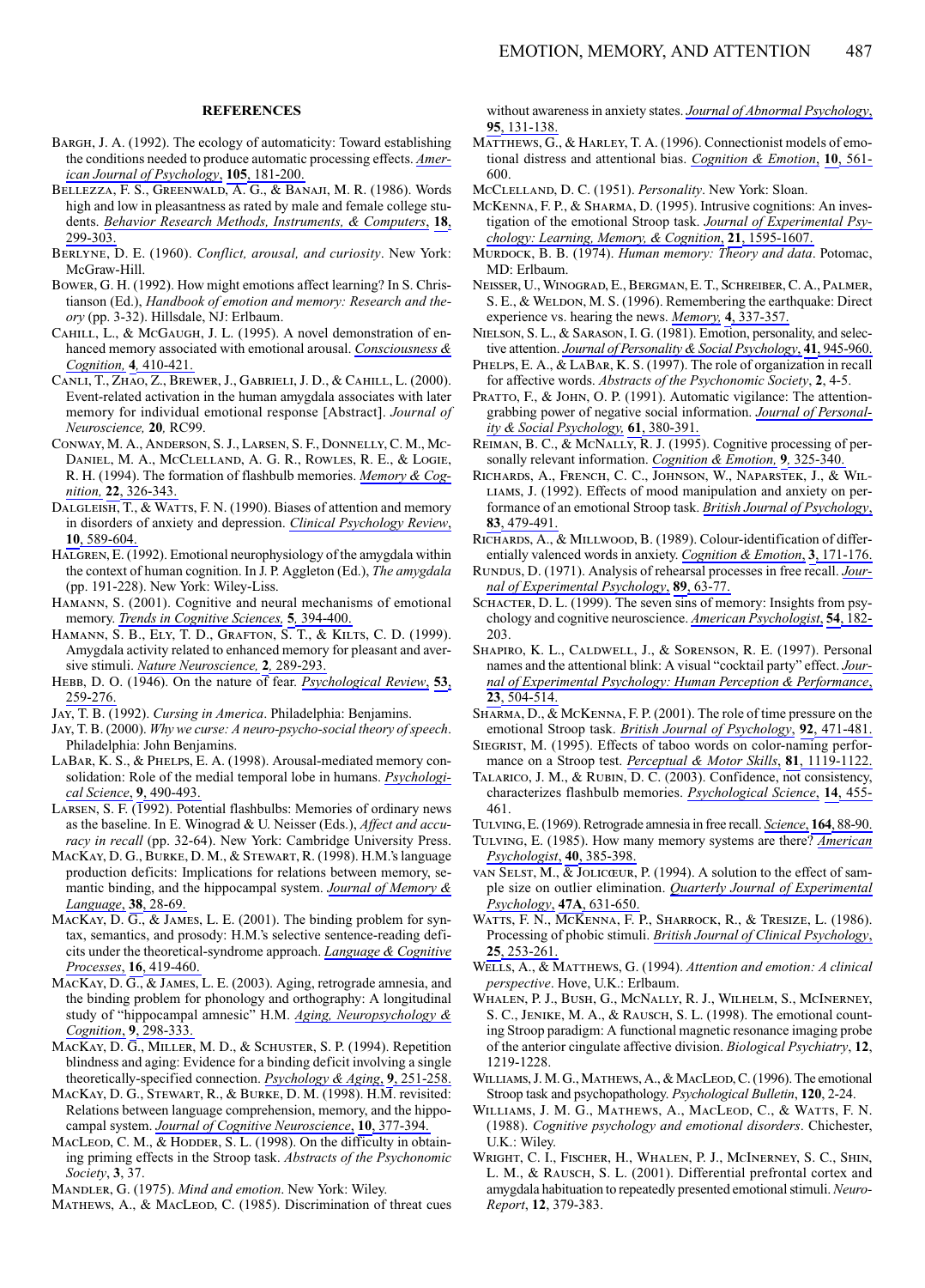## REFERENCES

Bargh, J. A. (1992). The ecology of automaticity: Toward establishing the conditions needed to produce automatic processing effects. *American Journal of Psychology*, **105**, 181-200.

Bellezza, F. S., Greenwald, A. G., & Banaji, M. R. (1986). Words high and low in pleasantness as rated by male and female college students. *Behavior Research Methods, Instruments, & Computers*, **18**, 299-303.

Berlyne, D. E. (1960). *Conflict, arousal, and curiosity*. New York: McGraw-Hill.

Bower, G. H. (1992). How might emotions affect learning? In S. Christianson (Ed.), *Handbook of emotion and memory: Research and theory* (pp. 3-32). Hillsdale, NJ: Erlbaum.

Cahill, L., & McGaugh, J. L. (1995). A novel demonstration of enhanced memory associated with emotional arousal. *Consciousness & Cognition,* **4***,* 410-421.

Canli, T., Zhao, Z., Brewer, J., Gabrieli, J. D., & Cahill, L. (2000). Event-related activation in the human amygdala associates with later memory for individual emotional response [Abstract]. *Journal of Neuroscience,* **20***,* RC99.

Conway, M. A., Anderson, S. J., Larsen, S. F., Donnelly, C. M., McDaniel, M. A., McClelland, A. G. R., Rowles, R. E., & Logie, R. H. (1994). The formation of flashbulb memories. *Memory & Cognition,* **22**, 326-343.

Dalgleish, T., & Watts, F. N. (1990). Biases of attention and memory in disorders of anxiety and depression. *Clinical Psychology Review*, **10**, 589-604.

Halgren, E. (1992). Emotional neurophysiology of the amygdala within the context of human cognition. In J. P. Aggleton (Ed.), *The amygdala* (pp. 191-228). New York: Wiley-Liss.

Hamann, S. (2001). Cognitive and neural mechanisms of emotional memory. *Trends in Cognitive Sciences,* **5***,* 394-400.

Hamann, S. B., Ely, T. D., Grafton, S. T., & Kilts, C. D. (1999). Amygdala activity related to enhanced memory for pleasant and aversive stimuli. *Nature Neuroscience,* **2***,* 289-293.

Hebb, D. O. (1946). On the nature of fear. *Psychological Review*, **53**, 259-276.

Jay, T. B. (1992). *Cursing in America*. Philadelphia: Benjamins.

Jay, T. B. (2000). *Why we curse: A neuro-psycho-social theory of speech*. Philadelphia: John Benjamins.

LaBar, K. S., & Phelps, E. A. (1998). Arousal-mediated memory consolidation: Role of the medial temporal lobe in humans. *Psychological Science*, **9**, 490-493.

Larsen, S. F. (1992). Potential flashbulbs: Memories of ordinary news as the baseline. In E. Winograd & U. Neisser (Eds.), *Affect and accuracy in recall* (pp. 32-64). New York: Cambridge University Press.

MacKay, D. G., Burke, D. M., & Stewart, R. (1998). H.M.'s language production deficits: Implications for relations between memory, semantic binding, and the hippocampal system. *Journal of Memory & Language*, **38**, 28-69.

MacKay, D. G., & James, L. E. (2001). The binding problem for syntax, semantics, and prosody: H.M.'s selective sentence-reading deficits under the theoretical-syndrome approach. *Language & Cognitive Processes*, **16**, 419-460.

MacKay, D. G., & James, L. E. (2003). Aging, retrograde amnesia, and the binding problem for phonology and orthography: A longitudinal study of "hippocampal amnesic" H.M. *Aging, Neuropsychology & Cognition*, **9**, 298-333.

MacKay, D. G., Miller, M. D., & Schuster, S. P. (1994). Repetition blindness and aging: Evidence for a binding deficit involving a single theoretically-specified connection. *Psychology & Aging*, **9**, 251-258.

MacKay, D. G., Stewart, R., & Burke, D. M. (1998). H.M. revisited: Relations between language comprehension, memory, and the hippocampal system. *Journal of Cognitive Neuroscience*, **10**, 377-394.

MacLeod, C. M., & Hodder, S. L. (1998). On the difficulty in obtaining priming effects in the Stroop task. *Abstracts of the Psychonomic Society*, **3**, 37.

Mandler, G. (1975). *Mind and emotion*. New York: Wiley.

Mathews, A., & MacLeod, C. (1985). Discrimination of threat cues without awareness in anxiety states. *Journal of Abnormal Psychology*, **95**, 131-138.

Matthews, G., & Harley, T. A. (1996). Connectionist models of emotional distress and attentional bias. *Cognition & Emotion*, **10**, 561-600.

McClelland, D. C. (1951). *Personality*. New York: Sloan.

McKenna, F. P., & Sharma, D. (1995). Intrusive cognitions: An investigation of the emotional Stroop task. *Journal of Experimental Psychology: Learning, Memory, & Cognition*, **21**, 1595-1607.

Murdock, B. B. (1974). *Human memory: Theory and data*. Potomac, MD: Erlbaum.

Neisser, U., Winograd, E., Bergman, E. T., Schreiber, C. A., Palmer, S. E., & Weldon, M. S. (1996). Remembering the earthquake: Direct experience vs. hearing the news. *Memory,* **4**, 337-357.

Nielson, S. L., & Sarason, I. G. (1981). Emotion, personality, and selective attention. *Journal of Personality & Social Psychology*, **41**, 945-960.

Phelps, E. A., & LaBar, K. S. (1997). The role of organization in recall for affective words. *Abstracts of the Psychonomic Society*, **2**, 4-5.

Pratto, F., & John, O. P. (1991). Automatic vigilance: The attention-grabbing power of negative social information. *Journal of Personality & Social Psychology,* **61**, 380-391.

Reiman, B. C., & McNally, R. J. (1995). Cognitive processing of personally relevant information. *Cognition & Emotion,* **9***,* 325-340.

Richards, A., French, C. C., Johnson, W., Naparstek, J., & Williams, J. (1992). Effects of mood manipulation and anxiety on performance of an emotional Stroop task. *British Journal of Psychology*, **83**, 479-491.

Richards, A., & Millwood, B. (1989). Colour-identification of differentially valenced words in anxiety. *Cognition & Emotion*, **3**, 171-176.

Rundus, D. (1971). Analysis of rehearsal processes in free recall. *Journal of Experimental Psychology*, **89**, 63-77.

Schacter, D. L. (1999). The seven sins of memory: Insights from psychology and cognitive neuroscience. *American Psychologist*, **54**, 182-203.

Shapiro, K. L., Caldwell, J., & Sorenson, R. E. (1997). Personal names and the attentional blink: A visual "cocktail party" effect. *Journal of Experimental Psychology: Human Perception & Performance*, **23**, 504-514.

Sharma, D., & McKenna, F. P. (2001). The role of time pressure on the emotional Stroop task. *British Journal of Psychology*, **92**, 471-481.

Siegrist, M. (1995). Effects of taboo words on color-naming performance on a Stroop test. *Perceptual & Motor Skills*, **81**, 1119-1122.

Talarico, J. M., & Rubin, D. C. (2003). Confidence, not consistency, characterizes flashbulb memories. *Psychological Science*, **14**, 455-461.

Tulving, E. (1969). Retrograde amnesia in free recall. *Science*, **164**, 88-90.

Tulving, E. (1985). How many memory systems are there? *American Psychologist*, **40**, 385-398.

van Selst, M., & Jolicœur, P. (1994). A solution to the effect of sample size on outlier elimination. *Quarterly Journal of Experimental Psychology*, **47A**, 631-650.

Watts, F. N., McKenna, F. P., Sharrock, R., & Tresize, L. (1986). Processing of phobic stimuli. *British Journal of Clinical Psychology*, **25**, 253-261.

Wells, A., & Matthews, G. (1994). *Attention and emotion: A clinical perspective*. Hove, U.K.: Erlbaum.

Whalen, P. J., Bush, G., McNally, R. J., Wilhelm, S., McInerney, S. C., Jenike, M. A., & Rausch, S. L. (1998). The emotional counting Stroop paradigm: A functional magnetic resonance imaging probe of the anterior cingulate affective division. *Biological Psychiatry*, **12**, 1219-1228.

Williams, J. M. G., Mathews, A., & MacLeod, C. (1996). The emotional Stroop task and psychopathology. *Psychological Bulletin*, **120**, 2-24.

Williams, J. M. G., Mathews, A., MacLeod, C., & Watts, F. N. (1988). *Cognitive psychology and emotional disorders*. Chichester, U.K.: Wiley.

Wright, C. I., Fischer, H., Whalen, P. J., McInerney, S. C., Shin, L. M., & Rausch, S. L. (2001). Differential prefrontal cortex and amygdala habituation to repeatedly presented emotional stimuli. *NeuroReport*, **12**, 379-383.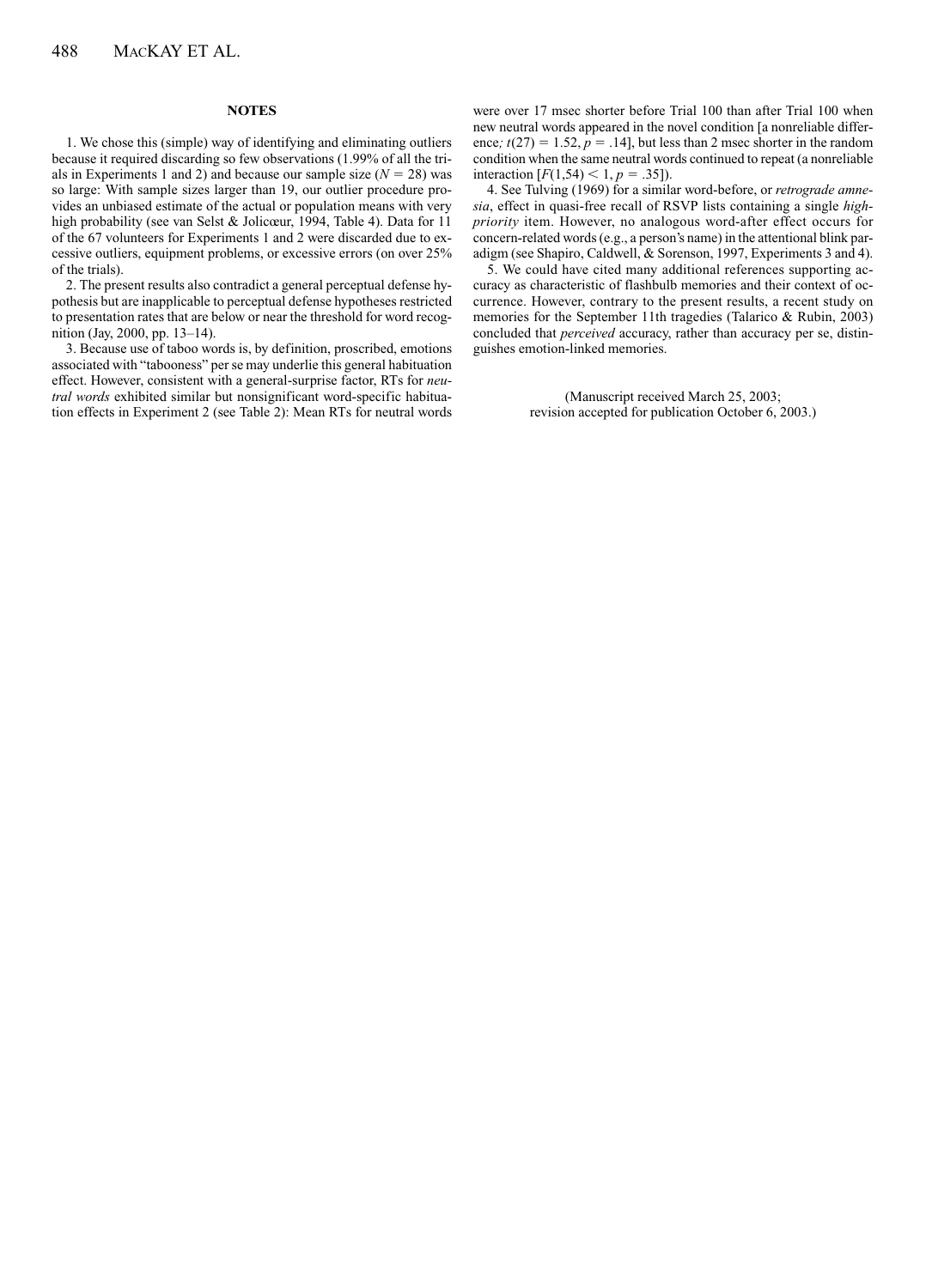## NOTES

1. We chose this (simple) way of identifying and eliminating outliers because it required discarding so few observations (1.99% of all the trials in Experiments 1 and 2) and because our sample size ($N = 28$) was so large: With sample sizes larger than 19, our outlier procedure provides an unbiased estimate of the actual or population means with very high probability (see van Selst & Jolicœur, 1994, Table 4). Data for 11 of the 67 volunteers for Experiments 1 and 2 were discarded due to excessive outliers, equipment problems, or excessive errors (on over 25% of the trials).

2. The present results also contradict a general perceptual defense hypothesis but are inapplicable to perceptual defense hypotheses restricted to presentation rates that are below or near the threshold for word recognition (Jay, 2000, pp. 13–14).

3. Because use of taboo words is, by definition, proscribed, emotions associated with "tabooness" per se may underlie this general habituation effect. However, consistent with a general-surprise factor, RTs for *neutral words* exhibited similar but nonsignificant word-specific habituation effects in Experiment 2 (see Table 2): Mean RTs for neutral words were over 17 msec shorter before Trial 100 than after Trial 100 when new neutral words appeared in the novel condition [a nonreliable difference; $t(27) = 1.52$, $p = .14$], but less than 2 msec shorter in the random condition when the same neutral words continued to repeat (a nonreliable interaction [$F(1,54) < 1$, $p = .35$]).

4. See Tulving (1969) for a similar word-before, or *retrograde amnesia*, effect in quasi-free recall of RSVP lists containing a single *high-priority* item. However, no analogous word-after effect occurs for concern-related words (e.g., a person's name) in the attentional blink paradigm (see Shapiro, Caldwell, & Sorenson, 1997, Experiments 3 and 4).

5. We could have cited many additional references supporting accuracy as characteristic of flashbulb memories and their context of occurrence. However, contrary to the present results, a recent study on memories for the September 11th tragedies (Talarico & Rubin, 2003) concluded that *perceived* accuracy, rather than accuracy per se, distinguishes emotion-linked memories.

(Manuscript received March 25, 2003;
revision accepted for publication October 6, 2003.)